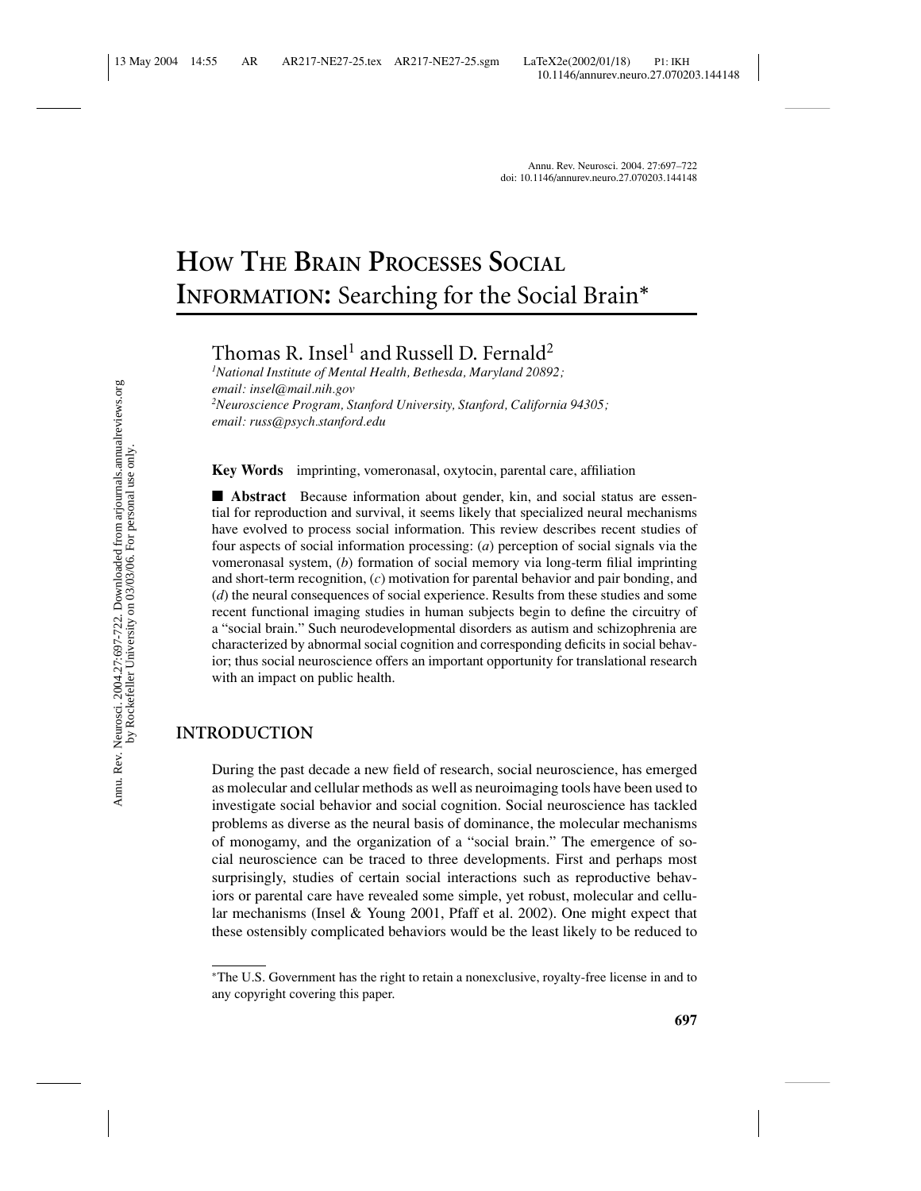# How The Brain Processes Social Information: Searching for the Social Brain*

Thomas R. Insel[1] and Russell D. Fernald[2]

[1]*National Institute of Mental Health, Bethesda, Maryland 20892; email: insel@mail.nih.gov*
[2]*Neuroscience Program, Stanford University, Stanford, California 94305; email: russ@psych.stanford.edu*

**Key Words** imprinting, vomeronasal, oxytocin, parental care, affiliation

■ **Abstract** Because information about gender, kin, and social status are essential for reproduction and survival, it seems likely that specialized neural mechanisms have evolved to process social information. This review describes recent studies of four aspects of social information processing: (*a*) perception of social signals via the vomeronasal system, (*b*) formation of social memory via long-term filial imprinting and short-term recognition, (*c*) motivation for parental behavior and pair bonding, and (*d*) the neural consequences of social experience. Results from these studies and some recent functional imaging studies in human subjects begin to define the circuitry of a "social brain." Such neurodevelopmental disorders as autism and schizophrenia are characterized by abnormal social cognition and corresponding deficits in social behavior; thus social neuroscience offers an important opportunity for translational research with an impact on public health.

## INTRODUCTION

During the past decade a new field of research, social neuroscience, has emerged as molecular and cellular methods as well as neuroimaging tools have been used to investigate social behavior and social cognition. Social neuroscience has tackled problems as diverse as the neural basis of dominance, the molecular mechanisms of monogamy, and the organization of a "social brain." The emergence of social neuroscience can be traced to three developments. First and perhaps most surprisingly, studies of certain social interactions such as reproductive behaviors or parental care have revealed some simple, yet robust, molecular and cellular mechanisms (Insel & Young 2001, Pfaff et al. 2002). One might expect that these ostensibly complicated behaviors would be the least likely to be reduced to

*The U.S. Government has the right to retain a nonexclusive, royalty-free license in and to any copyright covering this paper.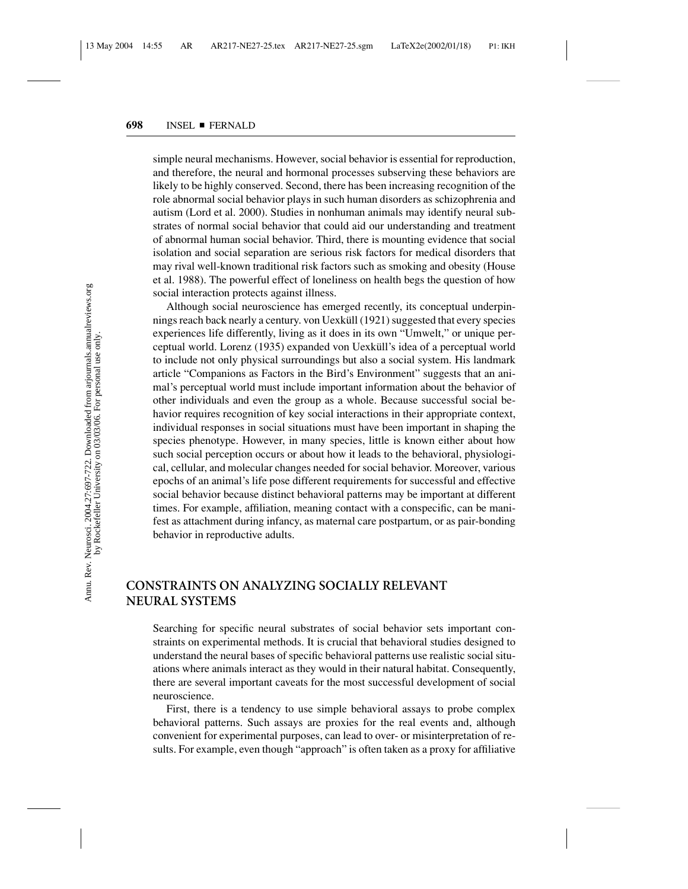simple neural mechanisms. However, social behavior is essential for reproduction, and therefore, the neural and hormonal processes subserving these behaviors are likely to be highly conserved. Second, there has been increasing recognition of the role abnormal social behavior plays in such human disorders as schizophrenia and autism (Lord et al. 2000). Studies in nonhuman animals may identify neural substrates of normal social behavior that could aid our understanding and treatment of abnormal human social behavior. Third, there is mounting evidence that social isolation and social separation are serious risk factors for medical disorders that may rival well-known traditional risk factors such as smoking and obesity (House et al. 1988). The powerful effect of loneliness on health begs the question of how social interaction protects against illness.

Although social neuroscience has emerged recently, its conceptual underpinnings reach back nearly a century. von Uexküll (1921) suggested that every species experiences life differently, living as it does in its own "Umwelt," or unique perceptual world. Lorenz (1935) expanded von Uexküll's idea of a perceptual world to include not only physical surroundings but also a social system. His landmark article "Companions as Factors in the Bird's Environment" suggests that an animal's perceptual world must include important information about the behavior of other individuals and even the group as a whole. Because successful social behavior requires recognition of key social interactions in their appropriate context, individual responses in social situations must have been important in shaping the species phenotype. However, in many species, little is known either about how such social perception occurs or about how it leads to the behavioral, physiological, cellular, and molecular changes needed for social behavior. Moreover, various epochs of an animal's life pose different requirements for successful and effective social behavior because distinct behavioral patterns may be important at different times. For example, affiliation, meaning contact with a conspecific, can be manifest as attachment during infancy, as maternal care postpartum, or as pair-bonding behavior in reproductive adults.

## CONSTRAINTS ON ANALYZING SOCIALLY RELEVANT NEURAL SYSTEMS

Searching for specific neural substrates of social behavior sets important constraints on experimental methods. It is crucial that behavioral studies designed to understand the neural bases of specific behavioral patterns use realistic social situations where animals interact as they would in their natural habitat. Consequently, there are several important caveats for the most successful development of social neuroscience.

First, there is a tendency to use simple behavioral assays to probe complex behavioral patterns. Such assays are proxies for the real events and, although convenient for experimental purposes, can lead to over- or misinterpretation of results. For example, even though "approach" is often taken as a proxy for affiliative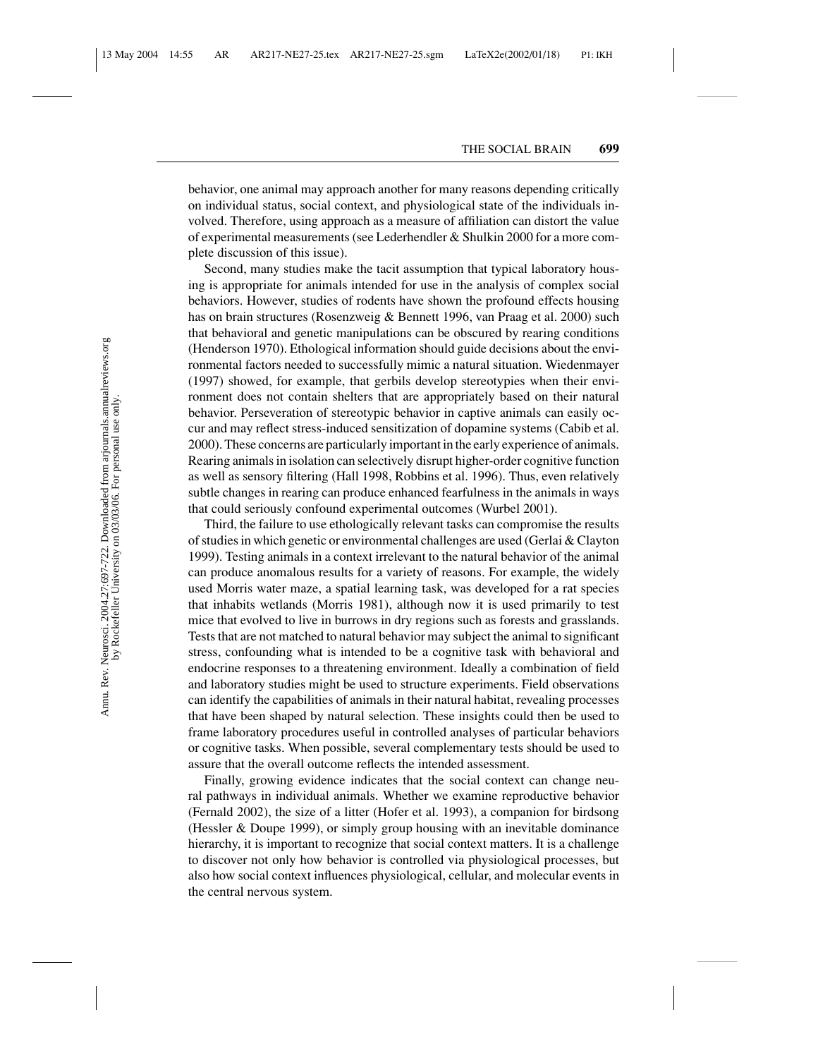behavior, one animal may approach another for many reasons depending critically on individual status, social context, and physiological state of the individuals involved. Therefore, using approach as a measure of affiliation can distort the value of experimental measurements (see Lederhendler & Shulkin 2000 for a more complete discussion of this issue).

Second, many studies make the tacit assumption that typical laboratory housing is appropriate for animals intended for use in the analysis of complex social behaviors. However, studies of rodents have shown the profound effects housing has on brain structures (Rosenzweig & Bennett 1996, van Praag et al. 2000) such that behavioral and genetic manipulations can be obscured by rearing conditions (Henderson 1970). Ethological information should guide decisions about the environmental factors needed to successfully mimic a natural situation. Wiedenmayer (1997) showed, for example, that gerbils develop stereotypies when their environment does not contain shelters that are appropriately based on their natural behavior. Perseveration of stereotypic behavior in captive animals can easily occur and may reflect stress-induced sensitization of dopamine systems (Cabib et al. 2000). These concerns are particularly important in the early experience of animals. Rearing animals in isolation can selectively disrupt higher-order cognitive function as well as sensory filtering (Hall 1998, Robbins et al. 1996). Thus, even relatively subtle changes in rearing can produce enhanced fearfulness in the animals in ways that could seriously confound experimental outcomes (Wurbel 2001).

Third, the failure to use ethologically relevant tasks can compromise the results of studies in which genetic or environmental challenges are used (Gerlai & Clayton 1999). Testing animals in a context irrelevant to the natural behavior of the animal can produce anomalous results for a variety of reasons. For example, the widely used Morris water maze, a spatial learning task, was developed for a rat species that inhabits wetlands (Morris 1981), although now it is used primarily to test mice that evolved to live in burrows in dry regions such as forests and grasslands. Tests that are not matched to natural behavior may subject the animal to significant stress, confounding what is intended to be a cognitive task with behavioral and endocrine responses to a threatening environment. Ideally a combination of field and laboratory studies might be used to structure experiments. Field observations can identify the capabilities of animals in their natural habitat, revealing processes that have been shaped by natural selection. These insights could then be used to frame laboratory procedures useful in controlled analyses of particular behaviors or cognitive tasks. When possible, several complementary tests should be used to assure that the overall outcome reflects the intended assessment.

Finally, growing evidence indicates that the social context can change neural pathways in individual animals. Whether we examine reproductive behavior (Fernald 2002), the size of a litter (Hofer et al. 1993), a companion for birdsong (Hessler & Doupe 1999), or simply group housing with an inevitable dominance hierarchy, it is important to recognize that social context matters. It is a challenge to discover not only how behavior is controlled via physiological processes, but also how social context influences physiological, cellular, and molecular events in the central nervous system.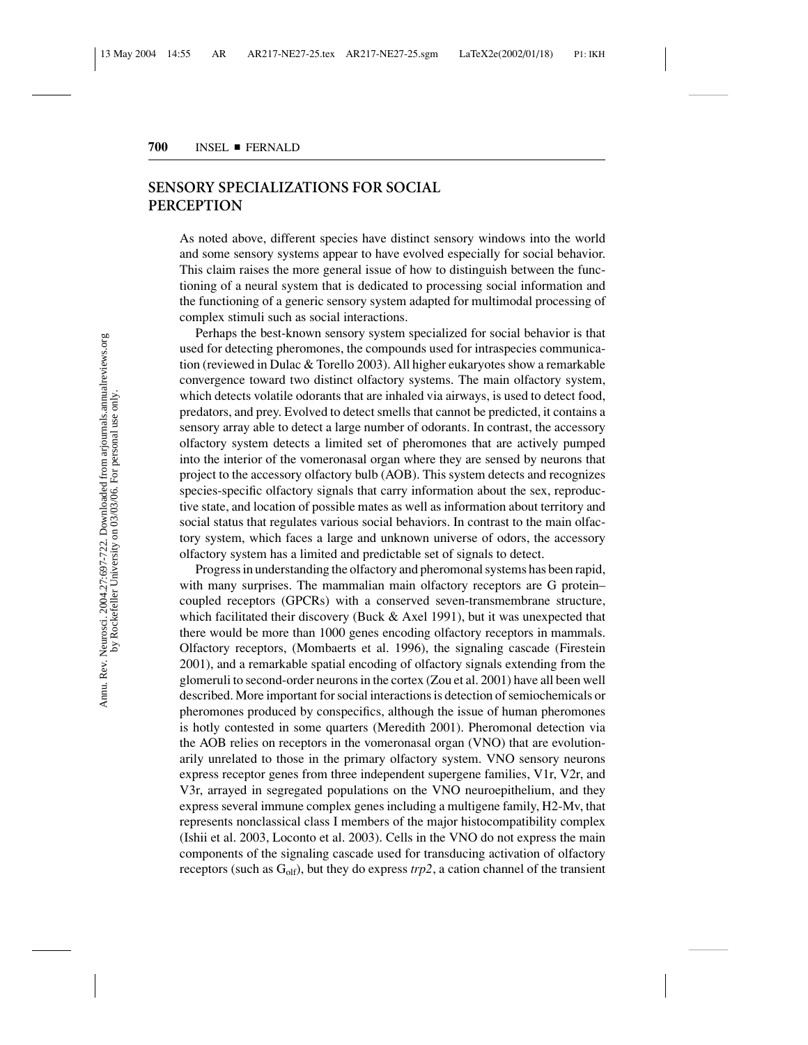## SENSORY SPECIALIZATIONS FOR SOCIAL PERCEPTION

As noted above, different species have distinct sensory windows into the world and some sensory systems appear to have evolved especially for social behavior. This claim raises the more general issue of how to distinguish between the functioning of a neural system that is dedicated to processing social information and the functioning of a generic sensory system adapted for multimodal processing of complex stimuli such as social interactions.

Perhaps the best-known sensory system specialized for social behavior is that used for detecting pheromones, the compounds used for intraspecies communication (reviewed in Dulac & Torello 2003). All higher eukaryotes show a remarkable convergence toward two distinct olfactory systems. The main olfactory system, which detects volatile odorants that are inhaled via airways, is used to detect food, predators, and prey. Evolved to detect smells that cannot be predicted, it contains a sensory array able to detect a large number of odorants. In contrast, the accessory olfactory system detects a limited set of pheromones that are actively pumped into the interior of the vomeronasal organ where they are sensed by neurons that project to the accessory olfactory bulb (AOB). This system detects and recognizes species-specific olfactory signals that carry information about the sex, reproductive state, and location of possible mates as well as information about territory and social status that regulates various social behaviors. In contrast to the main olfactory system, which faces a large and unknown universe of odors, the accessory olfactory system has a limited and predictable set of signals to detect.

Progress in understanding the olfactory and pheromonal systems has been rapid, with many surprises. The mammalian main olfactory receptors are G protein–coupled receptors (GPCRs) with a conserved seven-transmembrane structure, which facilitated their discovery (Buck & Axel 1991), but it was unexpected that there would be more than 1000 genes encoding olfactory receptors in mammals. Olfactory receptors, (Mombaerts et al. 1996), the signaling cascade (Firestein 2001), and a remarkable spatial encoding of olfactory signals extending from the glomeruli to second-order neurons in the cortex (Zou et al. 2001) have all been well described. More important for social interactions is detection of semiochemicals or pheromones produced by conspecifics, although the issue of human pheromones is hotly contested in some quarters (Meredith 2001). Pheromonal detection via the AOB relies on receptors in the vomeronasal organ (VNO) that are evolutionarily unrelated to those in the primary olfactory system. VNO sensory neurons express receptor genes from three independent supergene families, V1r, V2r, and V3r, arrayed in segregated populations on the VNO neuroepithelium, and they express several immune complex genes including a multigene family, H2-Mv, that represents nonclassical class I members of the major histocompatibility complex (Ishii et al. 2003, Loconto et al. 2003). Cells in the VNO do not express the main components of the signaling cascade used for transducing activation of olfactory receptors (such as $G_{olf}$), but they do express *trp2*, a cation channel of the transient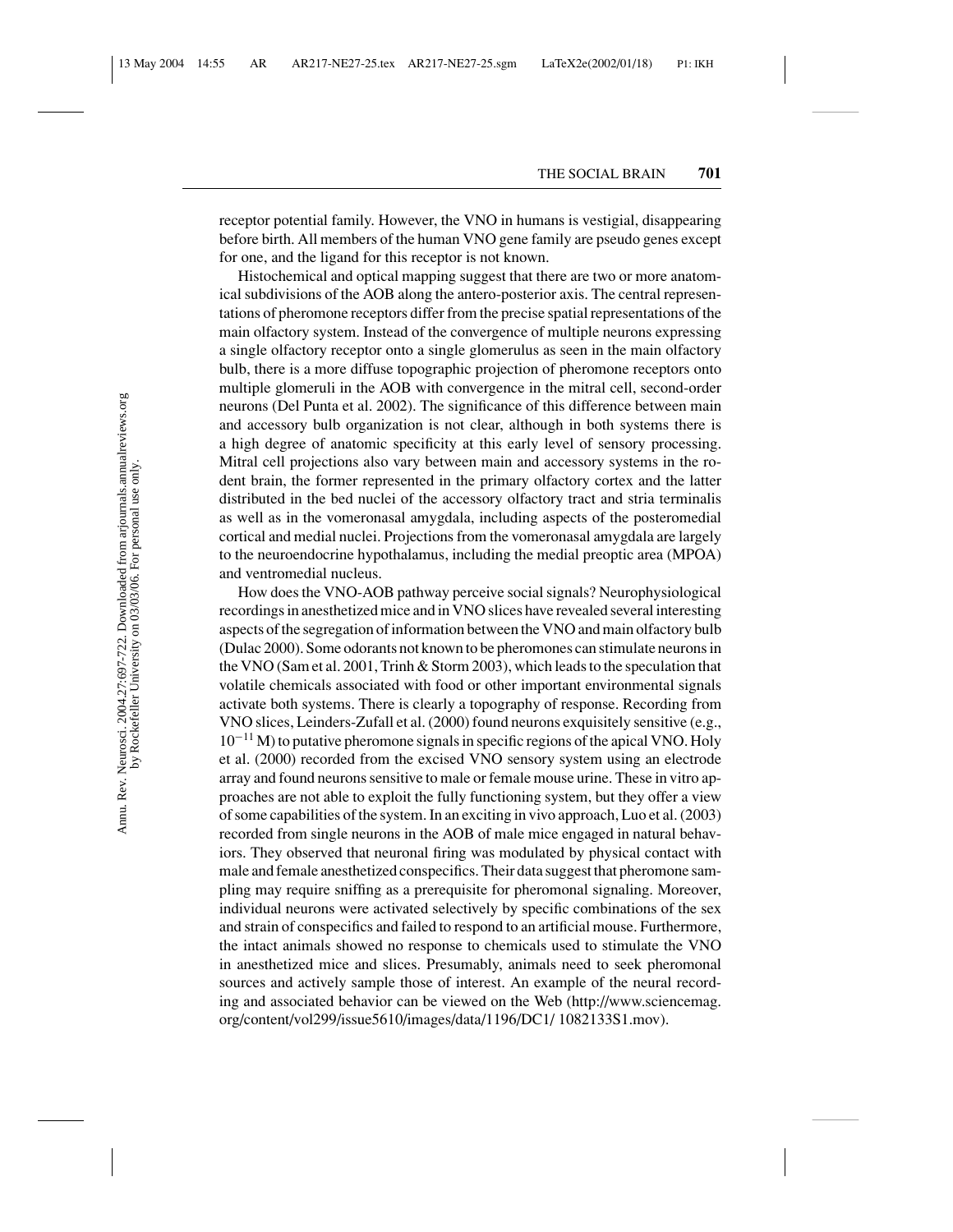receptor potential family. However, the VNO in humans is vestigial, disappearing before birth. All members of the human VNO gene family are pseudo genes except for one, and the ligand for this receptor is not known.

Histochemical and optical mapping suggest that there are two or more anatomical subdivisions of the AOB along the antero-posterior axis. The central representations of pheromone receptors differ from the precise spatial representations of the main olfactory system. Instead of the convergence of multiple neurons expressing a single olfactory receptor onto a single glomerulus as seen in the main olfactory bulb, there is a more diffuse topographic projection of pheromone receptors onto multiple glomeruli in the AOB with convergence in the mitral cell, second-order neurons (Del Punta et al. 2002). The significance of this difference between main and accessory bulb organization is not clear, although in both systems there is a high degree of anatomic specificity at this early level of sensory processing. Mitral cell projections also vary between main and accessory systems in the rodent brain, the former represented in the primary olfactory cortex and the latter distributed in the bed nuclei of the accessory olfactory tract and stria terminalis as well as in the vomeronasal amygdala, including aspects of the posteromedial cortical and medial nuclei. Projections from the vomeronasal amygdala are largely to the neuroendocrine hypothalamus, including the medial preoptic area (MPOA) and ventromedial nucleus.

How does the VNO-AOB pathway perceive social signals? Neurophysiological recordings in anesthetized mice and in VNO slices have revealed several interesting aspects of the segregation of information between the VNO and main olfactory bulb (Dulac 2000). Some odorants not known to be pheromones can stimulate neurons in the VNO (Sam et al. 2001, Trinh & Storm 2003), which leads to the speculation that volatile chemicals associated with food or other important environmental signals activate both systems. There is clearly a topography of response. Recording from VNO slices, Leinders-Zufall et al. (2000) found neurons exquisitely sensitive (e.g., $10^{-11}$ M) to putative pheromone signals in specific regions of the apical VNO. Holy et al. (2000) recorded from the excised VNO sensory system using an electrode array and found neurons sensitive to male or female mouse urine. These in vitro approaches are not able to exploit the fully functioning system, but they offer a view of some capabilities of the system. In an exciting in vivo approach, Luo et al. (2003) recorded from single neurons in the AOB of male mice engaged in natural behaviors. They observed that neuronal firing was modulated by physical contact with male and female anesthetized conspecifics. Their data suggest that pheromone sampling may require sniffing as a prerequisite for pheromonal signaling. Moreover, individual neurons were activated selectively by specific combinations of the sex and strain of conspecifics and failed to respond to an artificial mouse. Furthermore, the intact animals showed no response to chemicals used to stimulate the VNO in anesthetized mice and slices. Presumably, animals need to seek pheromonal sources and actively sample those of interest. An example of the neural recording and associated behavior can be viewed on the Web (http://www.sciencemag.org/content/vol299/issue5610/images/data/1196/DC1/ 1082133S1.mov).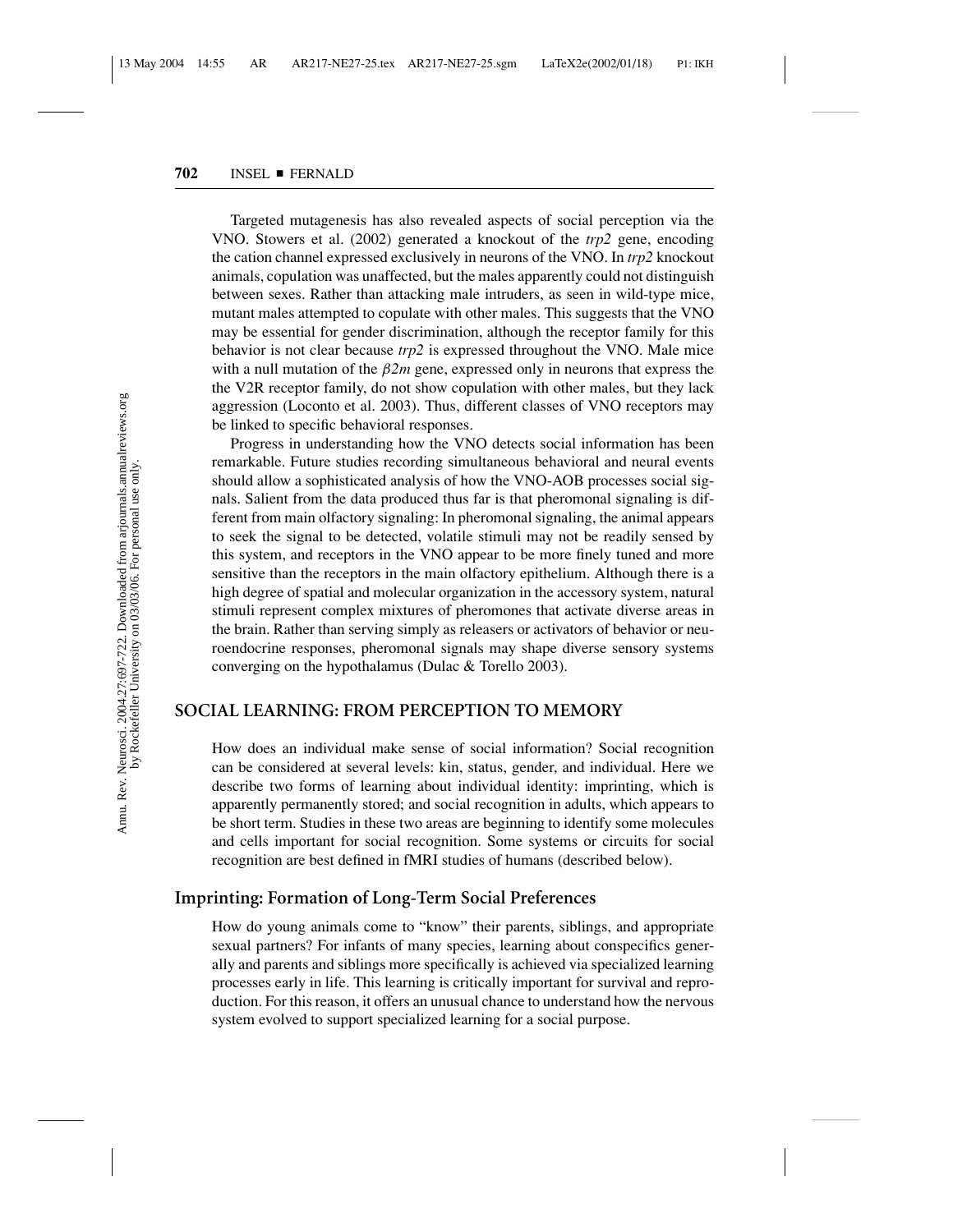Targeted mutagenesis has also revealed aspects of social perception via the VNO. Stowers et al. (2002) generated a knockout of the *trp2* gene, encoding the cation channel expressed exclusively in neurons of the VNO. In *trp2* knockout animals, copulation was unaffected, but the males apparently could not distinguish between sexes. Rather than attacking male intruders, as seen in wild-type mice, mutant males attempted to copulate with other males. This suggests that the VNO may be essential for gender discrimination, although the receptor family for this behavior is not clear because *trp2* is expressed throughout the VNO. Male mice with a null mutation of the $\beta 2m$ gene, expressed only in neurons that express the the V2R receptor family, do not show copulation with other males, but they lack aggression (Loconto et al. 2003). Thus, different classes of VNO receptors may be linked to specific behavioral responses.

Progress in understanding how the VNO detects social information has been remarkable. Future studies recording simultaneous behavioral and neural events should allow a sophisticated analysis of how the VNO-AOB processes social signals. Salient from the data produced thus far is that pheromonal signaling is different from main olfactory signaling: In pheromonal signaling, the animal appears to seek the signal to be detected, volatile stimuli may not be readily sensed by this system, and receptors in the VNO appear to be more finely tuned and more sensitive than the receptors in the main olfactory epithelium. Although there is a high degree of spatial and molecular organization in the accessory system, natural stimuli represent complex mixtures of pheromones that activate diverse areas in the brain. Rather than serving simply as releasers or activators of behavior or neuroendocrine responses, pheromonal signals may shape diverse sensory systems converging on the hypothalamus (Dulac & Torello 2003).

## SOCIAL LEARNING: FROM PERCEPTION TO MEMORY

How does an individual make sense of social information? Social recognition can be considered at several levels: kin, status, gender, and individual. Here we describe two forms of learning about individual identity: imprinting, which is apparently permanently stored; and social recognition in adults, which appears to be short term. Studies in these two areas are beginning to identify some molecules and cells important for social recognition. Some systems or circuits for social recognition are best defined in fMRI studies of humans (described below).

### Imprinting: Formation of Long-Term Social Preferences

How do young animals come to "know" their parents, siblings, and appropriate sexual partners? For infants of many species, learning about conspecifics generally and parents and siblings more specifically is achieved via specialized learning processes early in life. This learning is critically important for survival and reproduction. For this reason, it offers an unusual chance to understand how the nervous system evolved to support specialized learning for a social purpose.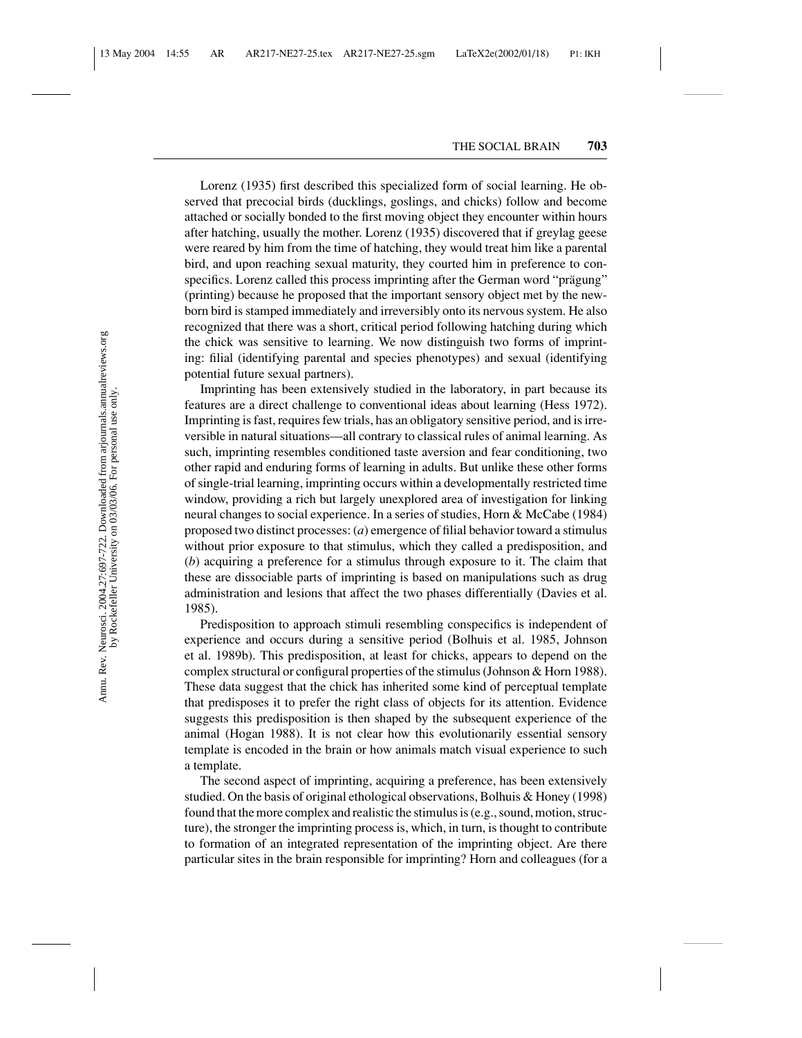Lorenz (1935) first described this specialized form of social learning. He observed that precocial birds (ducklings, goslings, and chicks) follow and become attached or socially bonded to the first moving object they encounter within hours after hatching, usually the mother. Lorenz (1935) discovered that if greylag geese were reared by him from the time of hatching, they would treat him like a parental bird, and upon reaching sexual maturity, they courted him in preference to conspecifics. Lorenz called this process imprinting after the German word "prägung" (printing) because he proposed that the important sensory object met by the newborn bird is stamped immediately and irreversibly onto its nervous system. He also recognized that there was a short, critical period following hatching during which the chick was sensitive to learning. We now distinguish two forms of imprinting: filial (identifying parental and species phenotypes) and sexual (identifying potential future sexual partners).

Imprinting has been extensively studied in the laboratory, in part because its features are a direct challenge to conventional ideas about learning (Hess 1972). Imprinting is fast, requires few trials, has an obligatory sensitive period, and is irreversible in natural situations—all contrary to classical rules of animal learning. As such, imprinting resembles conditioned taste aversion and fear conditioning, two other rapid and enduring forms of learning in adults. But unlike these other forms of single-trial learning, imprinting occurs within a developmentally restricted time window, providing a rich but largely unexplored area of investigation for linking neural changes to social experience. In a series of studies, Horn & McCabe (1984) proposed two distinct processes: (*a*) emergence of filial behavior toward a stimulus without prior exposure to that stimulus, which they called a predisposition, and (*b*) acquiring a preference for a stimulus through exposure to it. The claim that these are dissociable parts of imprinting is based on manipulations such as drug administration and lesions that affect the two phases differentially (Davies et al. 1985).

Predisposition to approach stimuli resembling conspecifics is independent of experience and occurs during a sensitive period (Bolhuis et al. 1985, Johnson et al. 1989b). This predisposition, at least for chicks, appears to depend on the complex structural or configural properties of the stimulus (Johnson & Horn 1988). These data suggest that the chick has inherited some kind of perceptual template that predisposes it to prefer the right class of objects for its attention. Evidence suggests this predisposition is then shaped by the subsequent experience of the animal (Hogan 1988). It is not clear how this evolutionarily essential sensory template is encoded in the brain or how animals match visual experience to such a template.

The second aspect of imprinting, acquiring a preference, has been extensively studied. On the basis of original ethological observations, Bolhuis & Honey (1998) found that the more complex and realistic the stimulus is (e.g., sound, motion, structure), the stronger the imprinting process is, which, in turn, is thought to contribute to formation of an integrated representation of the imprinting object. Are there particular sites in the brain responsible for imprinting? Horn and colleagues (for a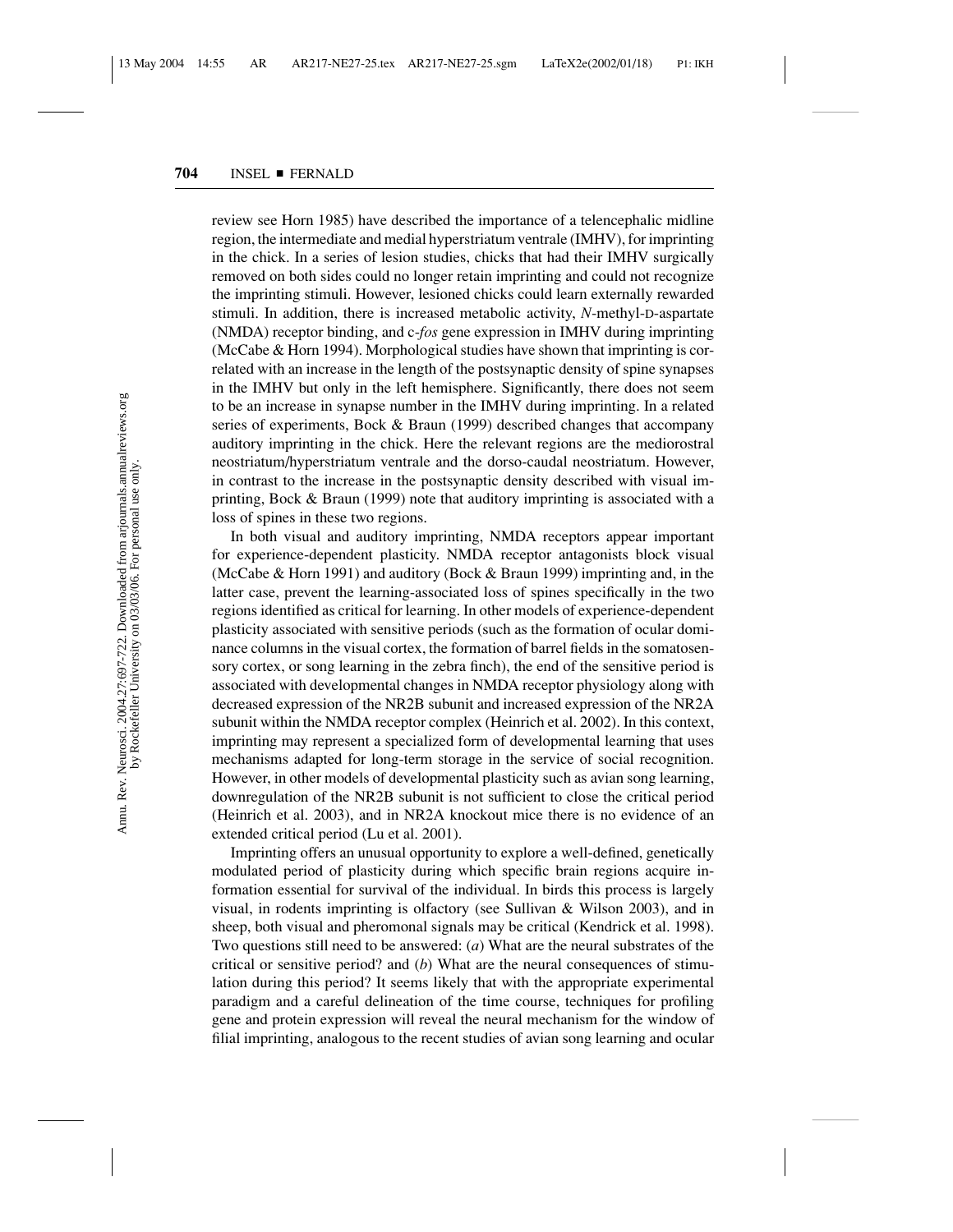review see Horn 1985) have described the importance of a telencephalic midline region, the intermediate and medial hyperstriatum ventrale (IMHV), for imprinting in the chick. In a series of lesion studies, chicks that had their IMHV surgically removed on both sides could no longer retain imprinting and could not recognize the imprinting stimuli. However, lesioned chicks could learn externally rewarded stimuli. In addition, there is increased metabolic activity, *N*-methyl-D-aspartate (NMDA) receptor binding, and c-*fos* gene expression in IMHV during imprinting (McCabe & Horn 1994). Morphological studies have shown that imprinting is correlated with an increase in the length of the postsynaptic density of spine synapses in the IMHV but only in the left hemisphere. Significantly, there does not seem to be an increase in synapse number in the IMHV during imprinting. In a related series of experiments, Bock & Braun (1999) described changes that accompany auditory imprinting in the chick. Here the relevant regions are the mediorostral neostriatum/hyperstriatum ventrale and the dorso-caudal neostriatum. However, in contrast to the increase in the postsynaptic density described with visual imprinting, Bock & Braun (1999) note that auditory imprinting is associated with a loss of spines in these two regions.

In both visual and auditory imprinting, NMDA receptors appear important for experience-dependent plasticity. NMDA receptor antagonists block visual (McCabe & Horn 1991) and auditory (Bock & Braun 1999) imprinting and, in the latter case, prevent the learning-associated loss of spines specifically in the two regions identified as critical for learning. In other models of experience-dependent plasticity associated with sensitive periods (such as the formation of ocular dominance columns in the visual cortex, the formation of barrel fields in the somatosensory cortex, or song learning in the zebra finch), the end of the sensitive period is associated with developmental changes in NMDA receptor physiology along with decreased expression of the NR2B subunit and increased expression of the NR2A subunit within the NMDA receptor complex (Heinrich et al. 2002). In this context, imprinting may represent a specialized form of developmental learning that uses mechanisms adapted for long-term storage in the service of social recognition. However, in other models of developmental plasticity such as avian song learning, downregulation of the NR2B subunit is not sufficient to close the critical period (Heinrich et al. 2003), and in NR2A knockout mice there is no evidence of an extended critical period (Lu et al. 2001).

Imprinting offers an unusual opportunity to explore a well-defined, genetically modulated period of plasticity during which specific brain regions acquire information essential for survival of the individual. In birds this process is largely visual, in rodents imprinting is olfactory (see Sullivan & Wilson 2003), and in sheep, both visual and pheromonal signals may be critical (Kendrick et al. 1998). Two questions still need to be answered: (*a*) What are the neural substrates of the critical or sensitive period? and (*b*) What are the neural consequences of stimulation during this period? It seems likely that with the appropriate experimental paradigm and a careful delineation of the time course, techniques for profiling gene and protein expression will reveal the neural mechanism for the window of filial imprinting, analogous to the recent studies of avian song learning and ocular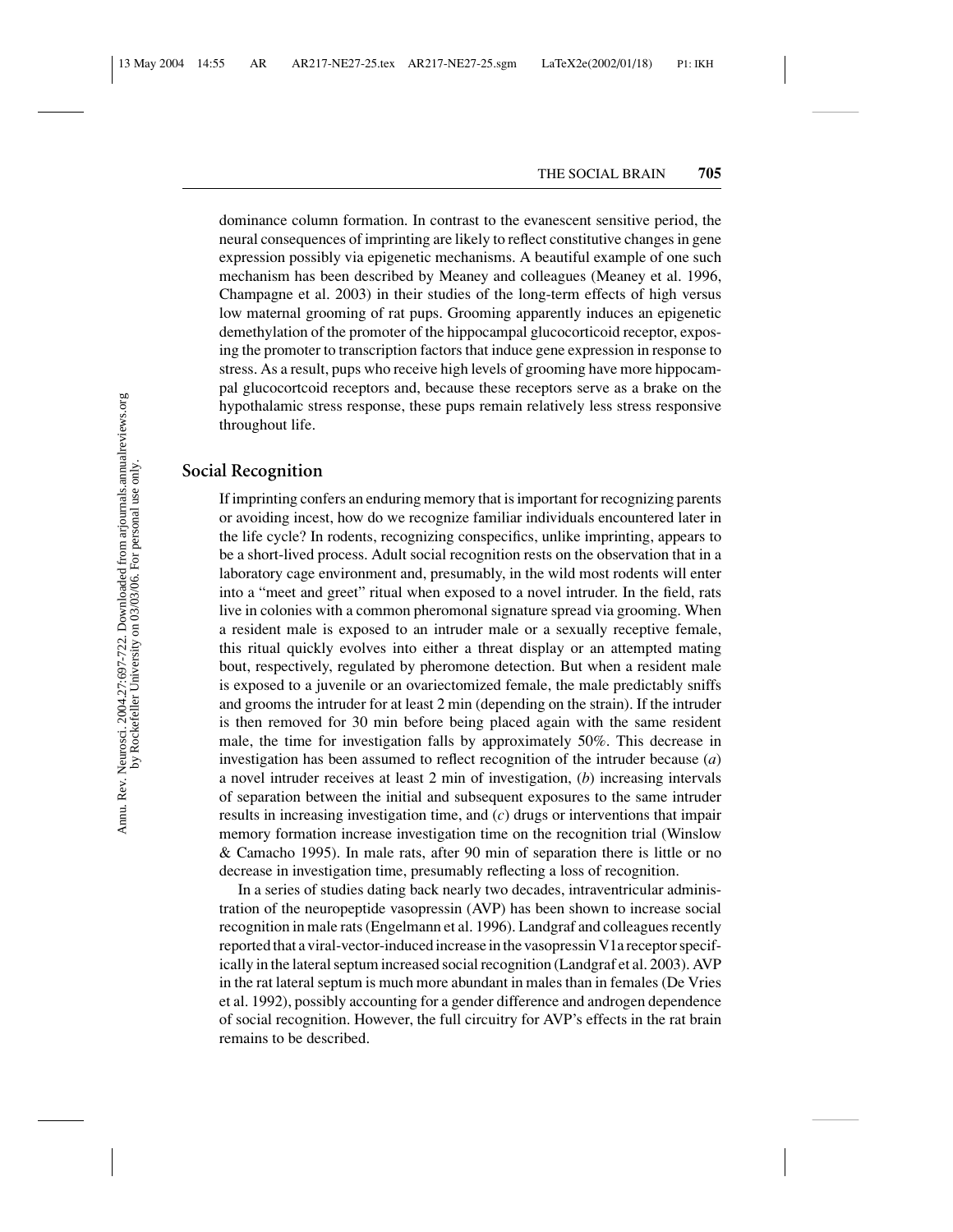dominance column formation. In contrast to the evanescent sensitive period, the neural consequences of imprinting are likely to reflect constitutive changes in gene expression possibly via epigenetic mechanisms. A beautiful example of one such mechanism has been described by Meaney and colleagues (Meaney et al. 1996, Champagne et al. 2003) in their studies of the long-term effects of high versus low maternal grooming of rat pups. Grooming apparently induces an epigenetic demethylation of the promoter of the hippocampal glucocorticoid receptor, exposing the promoter to transcription factors that induce gene expression in response to stress. As a result, pups who receive high levels of grooming have more hippocampal glucocortcoid receptors and, because these receptors serve as a brake on the hypothalamic stress response, these pups remain relatively less stress responsive throughout life.

## Social Recognition

If imprinting confers an enduring memory that is important for recognizing parents or avoiding incest, how do we recognize familiar individuals encountered later in the life cycle? In rodents, recognizing conspecifics, unlike imprinting, appears to be a short-lived process. Adult social recognition rests on the observation that in a laboratory cage environment and, presumably, in the wild most rodents will enter into a "meet and greet" ritual when exposed to a novel intruder. In the field, rats live in colonies with a common pheromonal signature spread via grooming. When a resident male is exposed to an intruder male or a sexually receptive female, this ritual quickly evolves into either a threat display or an attempted mating bout, respectively, regulated by pheromone detection. But when a resident male is exposed to a juvenile or an ovariectomized female, the male predictably sniffs and grooms the intruder for at least 2 min (depending on the strain). If the intruder is then removed for 30 min before being placed again with the same resident male, the time for investigation falls by approximately 50%. This decrease in investigation has been assumed to reflect recognition of the intruder because (*a*) a novel intruder receives at least 2 min of investigation, (*b*) increasing intervals of separation between the initial and subsequent exposures to the same intruder results in increasing investigation time, and (*c*) drugs or interventions that impair memory formation increase investigation time on the recognition trial (Winslow & Camacho 1995). In male rats, after 90 min of separation there is little or no decrease in investigation time, presumably reflecting a loss of recognition.

In a series of studies dating back nearly two decades, intraventricular administration of the neuropeptide vasopressin (AVP) has been shown to increase social recognition in male rats (Engelmann et al. 1996). Landgraf and colleagues recently reported that a viral-vector-induced increase in the vasopressin V1a receptor specifically in the lateral septum increased social recognition (Landgraf et al. 2003). AVP in the rat lateral septum is much more abundant in males than in females (De Vries et al. 1992), possibly accounting for a gender difference and androgen dependence of social recognition. However, the full circuitry for AVP's effects in the rat brain remains to be described.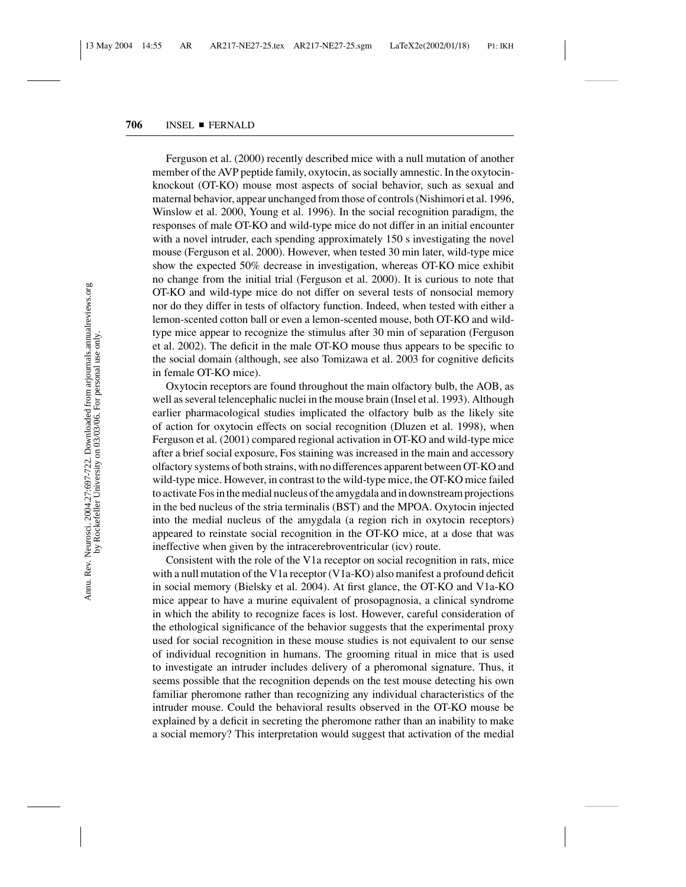Ferguson et al. (2000) recently described mice with a null mutation of another member of the AVP peptide family, oxytocin, as socially amnestic. In the oxytocin-knockout (OT-KO) mouse most aspects of social behavior, such as sexual and maternal behavior, appear unchanged from those of controls (Nishimori et al. 1996, Winslow et al. 2000, Young et al. 1996). In the social recognition paradigm, the responses of male OT-KO and wild-type mice do not differ in an initial encounter with a novel intruder, each spending approximately 150 s investigating the novel mouse (Ferguson et al. 2000). However, when tested 30 min later, wild-type mice show the expected 50% decrease in investigation, whereas OT-KO mice exhibit no change from the initial trial (Ferguson et al. 2000). It is curious to note that OT-KO and wild-type mice do not differ on several tests of nonsocial memory nor do they differ in tests of olfactory function. Indeed, when tested with either a lemon-scented cotton ball or even a lemon-scented mouse, both OT-KO and wild-type mice appear to recognize the stimulus after 30 min of separation (Ferguson et al. 2002). The deficit in the male OT-KO mouse thus appears to be specific to the social domain (although, see also Tomizawa et al. 2003 for cognitive deficits in female OT-KO mice).

Oxytocin receptors are found throughout the main olfactory bulb, the AOB, as well as several telencephalic nuclei in the mouse brain (Insel et al. 1993). Although earlier pharmacological studies implicated the olfactory bulb as the likely site of action for oxytocin effects on social recognition (Dluzen et al. 1998), when Ferguson et al. (2001) compared regional activation in OT-KO and wild-type mice after a brief social exposure, Fos staining was increased in the main and accessory olfactory systems of both strains, with no differences apparent between OT-KO and wild-type mice. However, in contrast to the wild-type mice, the OT-KO mice failed to activate Fos in the medial nucleus of the amygdala and in downstream projections in the bed nucleus of the stria terminalis (BST) and the MPOA. Oxytocin injected into the medial nucleus of the amygdala (a region rich in oxytocin receptors) appeared to reinstate social recognition in the OT-KO mice, at a dose that was ineffective when given by the intracerebroventricular (icv) route.

Consistent with the role of the V1a receptor on social recognition in rats, mice with a null mutation of the V1a receptor (V1a-KO) also manifest a profound deficit in social memory (Bielsky et al. 2004). At first glance, the OT-KO and V1a-KO mice appear to have a murine equivalent of prosopagnosia, a clinical syndrome in which the ability to recognize faces is lost. However, careful consideration of the ethological significance of the behavior suggests that the experimental proxy used for social recognition in these mouse studies is not equivalent to our sense of individual recognition in humans. The grooming ritual in mice that is used to investigate an intruder includes delivery of a pheromonal signature. Thus, it seems possible that the recognition depends on the test mouse detecting his own familiar pheromone rather than recognizing any individual characteristics of the intruder mouse. Could the behavioral results observed in the OT-KO mouse be explained by a deficit in secreting the pheromone rather than an inability to make a social memory? This interpretation would suggest that activation of the medial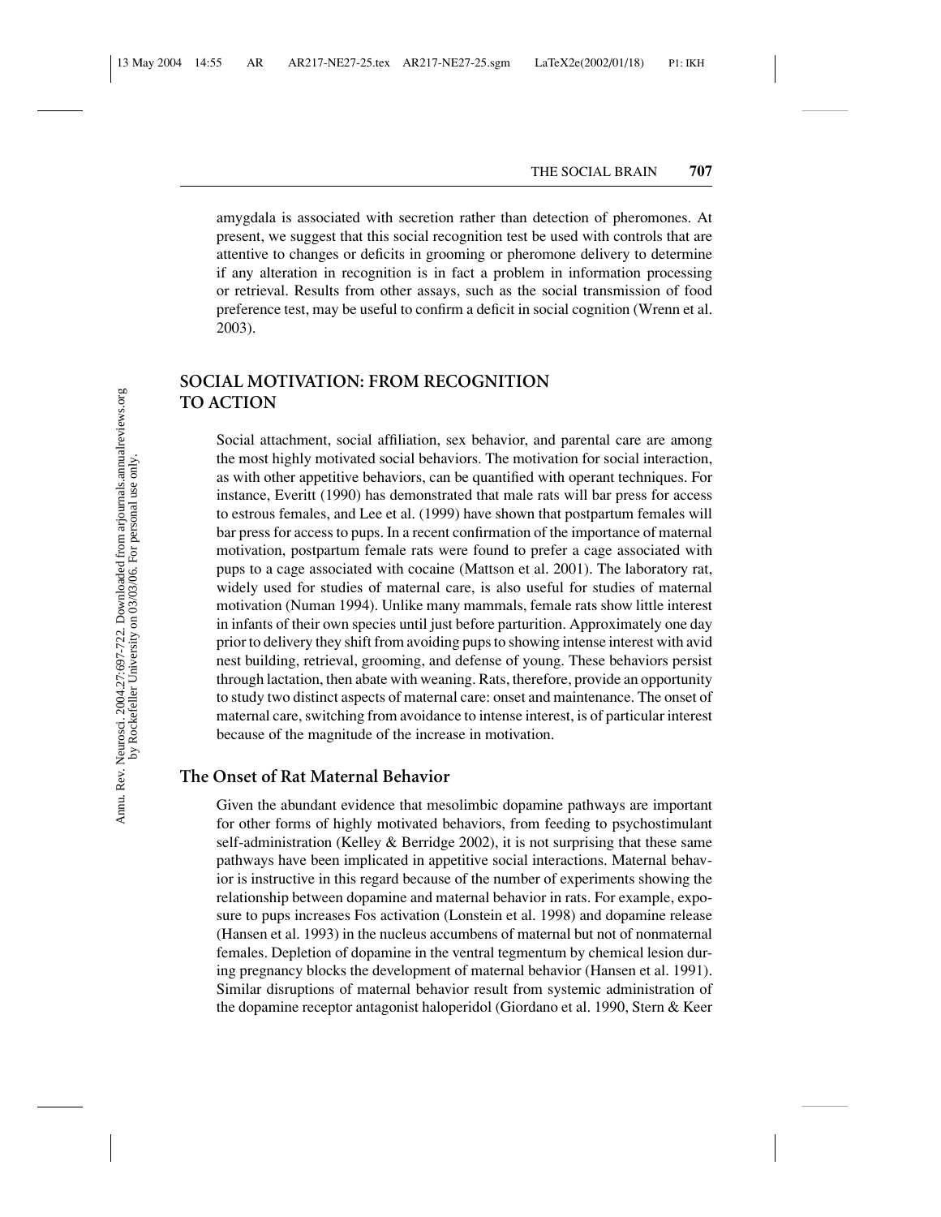amygdala is associated with secretion rather than detection of pheromones. At present, we suggest that this social recognition test be used with controls that are attentive to changes or deficits in grooming or pheromone delivery to determine if any alteration in recognition is in fact a problem in information processing or retrieval. Results from other assays, such as the social transmission of food preference test, may be useful to confirm a deficit in social cognition (Wrenn et al. 2003).

## SOCIAL MOTIVATION: FROM RECOGNITION TO ACTION

Social attachment, social affiliation, sex behavior, and parental care are among the most highly motivated social behaviors. The motivation for social interaction, as with other appetitive behaviors, can be quantified with operant techniques. For instance, Everitt (1990) has demonstrated that male rats will bar press for access to estrous females, and Lee et al. (1999) have shown that postpartum females will bar press for access to pups. In a recent confirmation of the importance of maternal motivation, postpartum female rats were found to prefer a cage associated with pups to a cage associated with cocaine (Mattson et al. 2001). The laboratory rat, widely used for studies of maternal care, is also useful for studies of maternal motivation (Numan 1994). Unlike many mammals, female rats show little interest in infants of their own species until just before parturition. Approximately one day prior to delivery they shift from avoiding pups to showing intense interest with avid nest building, retrieval, grooming, and defense of young. These behaviors persist through lactation, then abate with weaning. Rats, therefore, provide an opportunity to study two distinct aspects of maternal care: onset and maintenance. The onset of maternal care, switching from avoidance to intense interest, is of particular interest because of the magnitude of the increase in motivation.

### The Onset of Rat Maternal Behavior

Given the abundant evidence that mesolimbic dopamine pathways are important for other forms of highly motivated behaviors, from feeding to psychostimulant self-administration (Kelley & Berridge 2002), it is not surprising that these same pathways have been implicated in appetitive social interactions. Maternal behavior is instructive in this regard because of the number of experiments showing the relationship between dopamine and maternal behavior in rats. For example, exposure to pups increases Fos activation (Lonstein et al. 1998) and dopamine release (Hansen et al. 1993) in the nucleus accumbens of maternal but not of nonmaternal females. Depletion of dopamine in the ventral tegmentum by chemical lesion during pregnancy blocks the development of maternal behavior (Hansen et al. 1991). Similar disruptions of maternal behavior result from systemic administration of the dopamine receptor antagonist haloperidol (Giordano et al. 1990, Stern & Keer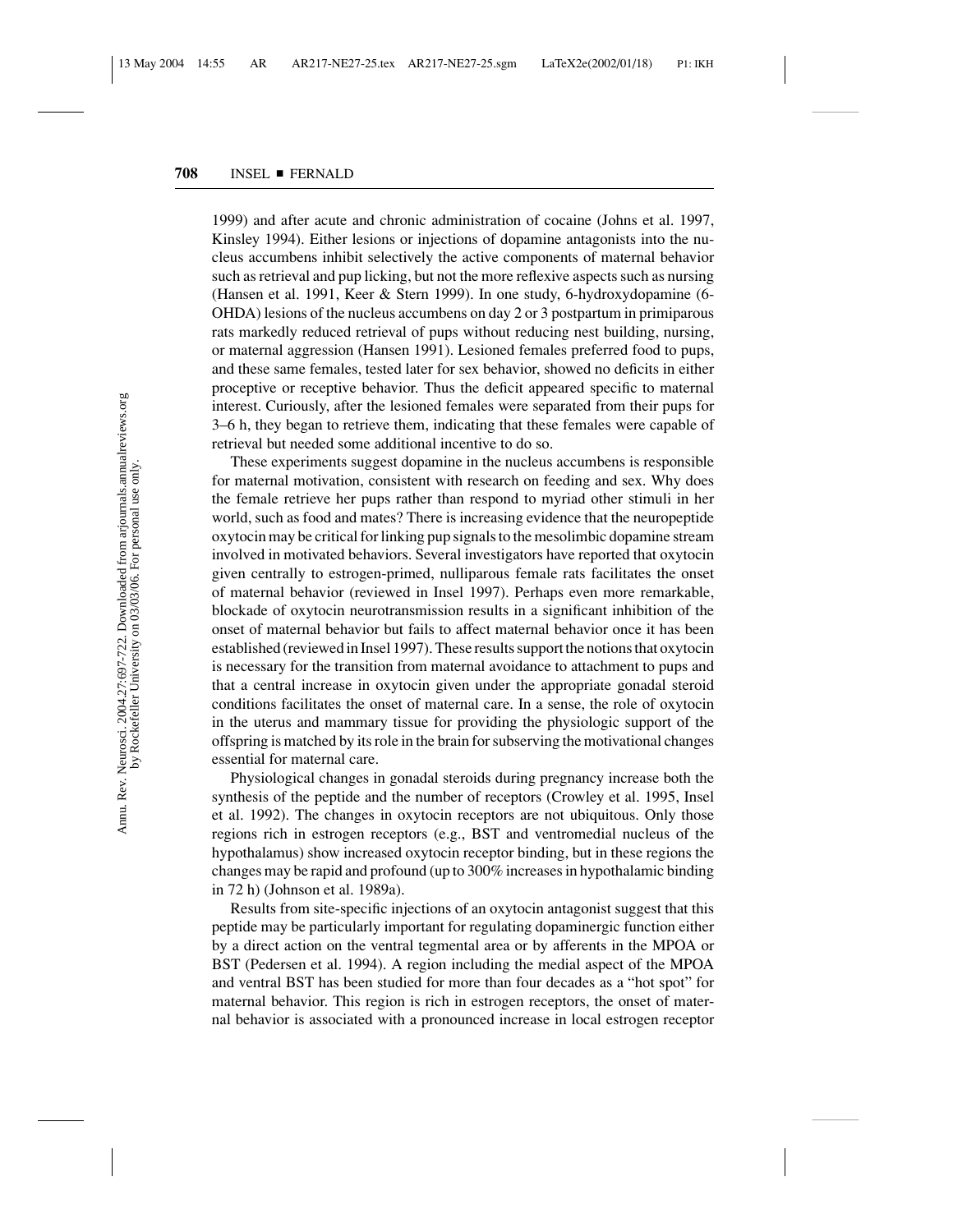1999) and after acute and chronic administration of cocaine (Johns et al. 1997, Kinsley 1994). Either lesions or injections of dopamine antagonists into the nucleus accumbens inhibit selectively the active components of maternal behavior such as retrieval and pup licking, but not the more reflexive aspects such as nursing (Hansen et al. 1991, Keer & Stern 1999). In one study, 6-hydroxydopamine (6-OHDA) lesions of the nucleus accumbens on day 2 or 3 postpartum in primiparous rats markedly reduced retrieval of pups without reducing nest building, nursing, or maternal aggression (Hansen 1991). Lesioned females preferred food to pups, and these same females, tested later for sex behavior, showed no deficits in either proceptive or receptive behavior. Thus the deficit appeared specific to maternal interest. Curiously, after the lesioned females were separated from their pups for 3–6 h, they began to retrieve them, indicating that these females were capable of retrieval but needed some additional incentive to do so.

These experiments suggest dopamine in the nucleus accumbens is responsible for maternal motivation, consistent with research on feeding and sex. Why does the female retrieve her pups rather than respond to myriad other stimuli in her world, such as food and mates? There is increasing evidence that the neuropeptide oxytocin may be critical for linking pup signals to the mesolimbic dopamine stream involved in motivated behaviors. Several investigators have reported that oxytocin given centrally to estrogen-primed, nulliparous female rats facilitates the onset of maternal behavior (reviewed in Insel 1997). Perhaps even more remarkable, blockade of oxytocin neurotransmission results in a significant inhibition of the onset of maternal behavior but fails to affect maternal behavior once it has been established (reviewed in Insel 1997). These results support the notions that oxytocin is necessary for the transition from maternal avoidance to attachment to pups and that a central increase in oxytocin given under the appropriate gonadal steroid conditions facilitates the onset of maternal care. In a sense, the role of oxytocin in the uterus and mammary tissue for providing the physiologic support of the offspring is matched by its role in the brain for subserving the motivational changes essential for maternal care.

Physiological changes in gonadal steroids during pregnancy increase both the synthesis of the peptide and the number of receptors (Crowley et al. 1995, Insel et al. 1992). The changes in oxytocin receptors are not ubiquitous. Only those regions rich in estrogen receptors (e.g., BST and ventromedial nucleus of the hypothalamus) show increased oxytocin receptor binding, but in these regions the changes may be rapid and profound (up to 300% increases in hypothalamic binding in 72 h) (Johnson et al. 1989a).

Results from site-specific injections of an oxytocin antagonist suggest that this peptide may be particularly important for regulating dopaminergic function either by a direct action on the ventral tegmental area or by afferents in the MPOA or BST (Pedersen et al. 1994). A region including the medial aspect of the MPOA and ventral BST has been studied for more than four decades as a "hot spot" for maternal behavior. This region is rich in estrogen receptors, the onset of maternal behavior is associated with a pronounced increase in local estrogen receptor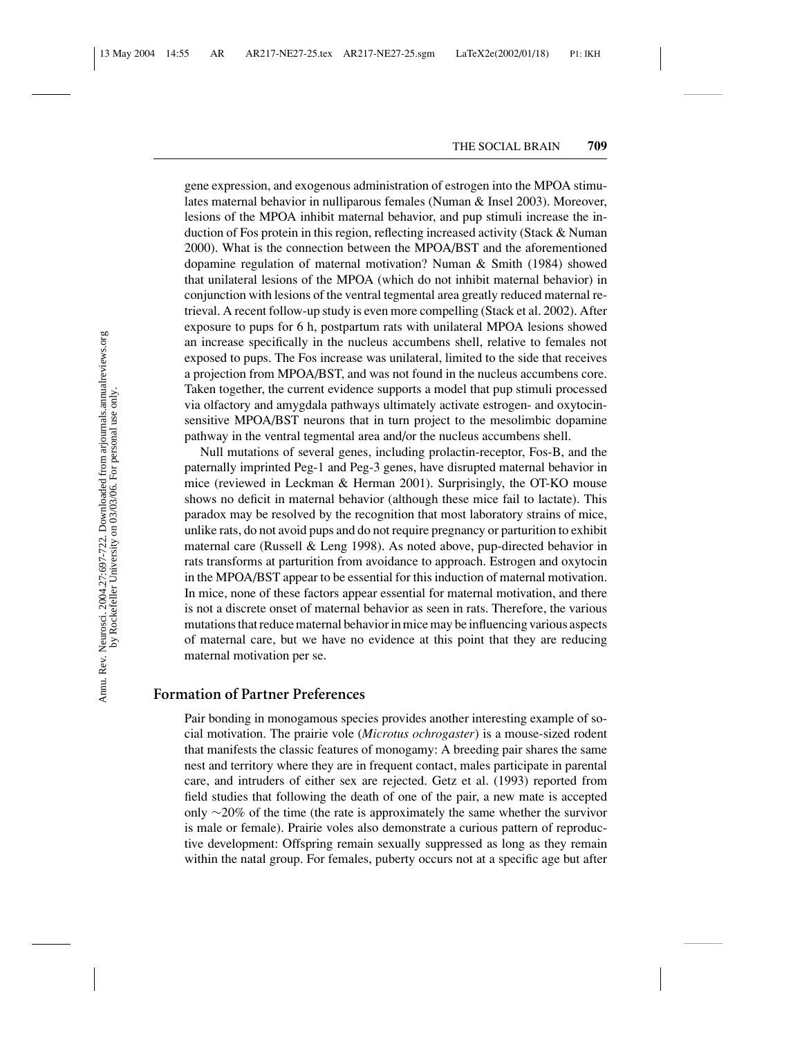gene expression, and exogenous administration of estrogen into the MPOA stimulates maternal behavior in nulliparous females (Numan & Insel 2003). Moreover, lesions of the MPOA inhibit maternal behavior, and pup stimuli increase the induction of Fos protein in this region, reflecting increased activity (Stack & Numan 2000). What is the connection between the MPOA/BST and the aforementioned dopamine regulation of maternal motivation? Numan & Smith (1984) showed that unilateral lesions of the MPOA (which do not inhibit maternal behavior) in conjunction with lesions of the ventral tegmental area greatly reduced maternal retrieval. A recent follow-up study is even more compelling (Stack et al. 2002). After exposure to pups for 6 h, postpartum rats with unilateral MPOA lesions showed an increase specifically in the nucleus accumbens shell, relative to females not exposed to pups. The Fos increase was unilateral, limited to the side that receives a projection from MPOA/BST, and was not found in the nucleus accumbens core. Taken together, the current evidence supports a model that pup stimuli processed via olfactory and amygdala pathways ultimately activate estrogen- and oxytocin-sensitive MPOA/BST neurons that in turn project to the mesolimbic dopamine pathway in the ventral tegmental area and/or the nucleus accumbens shell.

Null mutations of several genes, including prolactin-receptor, Fos-B, and the paternally imprinted Peg-1 and Peg-3 genes, have disrupted maternal behavior in mice (reviewed in Leckman & Herman 2001). Surprisingly, the OT-KO mouse shows no deficit in maternal behavior (although these mice fail to lactate). This paradox may be resolved by the recognition that most laboratory strains of mice, unlike rats, do not avoid pups and do not require pregnancy or parturition to exhibit maternal care (Russell & Leng 1998). As noted above, pup-directed behavior in rats transforms at parturition from avoidance to approach. Estrogen and oxytocin in the MPOA/BST appear to be essential for this induction of maternal motivation. In mice, none of these factors appear essential for maternal motivation, and there is not a discrete onset of maternal behavior as seen in rats. Therefore, the various mutations that reduce maternal behavior in mice may be influencing various aspects of maternal care, but we have no evidence at this point that they are reducing maternal motivation per se.

## Formation of Partner Preferences

Pair bonding in monogamous species provides another interesting example of social motivation. The prairie vole (*Microtus ochrogaster*) is a mouse-sized rodent that manifests the classic features of monogamy: A breeding pair shares the same nest and territory where they are in frequent contact, males participate in parental care, and intruders of either sex are rejected. Getz et al. (1993) reported from field studies that following the death of one of the pair, a new mate is accepted only ~20% of the time (the rate is approximately the same whether the survivor is male or female). Prairie voles also demonstrate a curious pattern of reproductive development: Offspring remain sexually suppressed as long as they remain within the natal group. For females, puberty occurs not at a specific age but after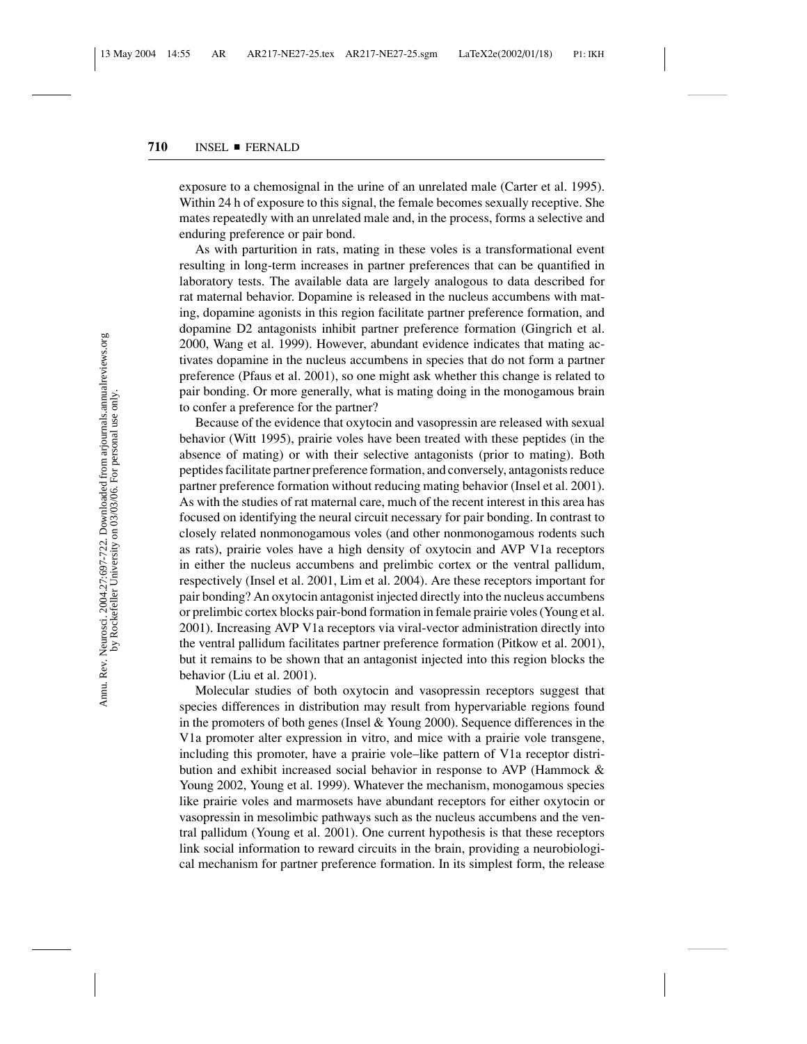exposure to a chemosignal in the urine of an unrelated male (Carter et al. 1995). Within 24 h of exposure to this signal, the female becomes sexually receptive. She mates repeatedly with an unrelated male and, in the process, forms a selective and enduring preference or pair bond.

As with parturition in rats, mating in these voles is a transformational event resulting in long-term increases in partner preferences that can be quantified in laboratory tests. The available data are largely analogous to data described for rat maternal behavior. Dopamine is released in the nucleus accumbens with mating, dopamine agonists in this region facilitate partner preference formation, and dopamine D2 antagonists inhibit partner preference formation (Gingrich et al. 2000, Wang et al. 1999). However, abundant evidence indicates that mating activates dopamine in the nucleus accumbens in species that do not form a partner preference (Pfaus et al. 2001), so one might ask whether this change is related to pair bonding. Or more generally, what is mating doing in the monogamous brain to confer a preference for the partner?

Because of the evidence that oxytocin and vasopressin are released with sexual behavior (Witt 1995), prairie voles have been treated with these peptides (in the absence of mating) or with their selective antagonists (prior to mating). Both peptides facilitate partner preference formation, and conversely, antagonists reduce partner preference formation without reducing mating behavior (Insel et al. 2001). As with the studies of rat maternal care, much of the recent interest in this area has focused on identifying the neural circuit necessary for pair bonding. In contrast to closely related nonmonogamous voles (and other nonmonogamous rodents such as rats), prairie voles have a high density of oxytocin and AVP V1a receptors in either the nucleus accumbens and prelimbic cortex or the ventral pallidum, respectively (Insel et al. 2001, Lim et al. 2004). Are these receptors important for pair bonding? An oxytocin antagonist injected directly into the nucleus accumbens or prelimbic cortex blocks pair-bond formation in female prairie voles (Young et al. 2001). Increasing AVP V1a receptors via viral-vector administration directly into the ventral pallidum facilitates partner preference formation (Pitkow et al. 2001), but it remains to be shown that an antagonist injected into this region blocks the behavior (Liu et al. 2001).

Molecular studies of both oxytocin and vasopressin receptors suggest that species differences in distribution may result from hypervariable regions found in the promoters of both genes (Insel & Young 2000). Sequence differences in the V1a promoter alter expression in vitro, and mice with a prairie vole transgene, including this promoter, have a prairie vole–like pattern of V1a receptor distribution and exhibit increased social behavior in response to AVP (Hammock & Young 2002, Young et al. 1999). Whatever the mechanism, monogamous species like prairie voles and marmosets have abundant receptors for either oxytocin or vasopressin in mesolimbic pathways such as the nucleus accumbens and the ventral pallidum (Young et al. 2001). One current hypothesis is that these receptors link social information to reward circuits in the brain, providing a neurobiological mechanism for partner preference formation. In its simplest form, the release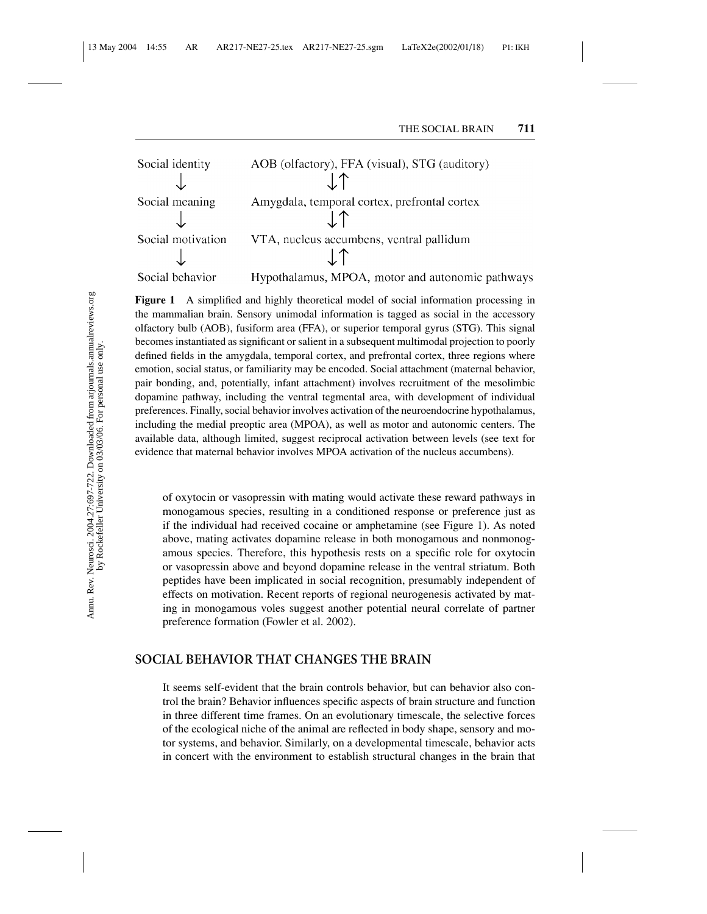Social identity AOB (olfactory), FFA (visual), STG (auditory)

↓ ↓↑

Social meaning Amygdala, temporal cortex, prefrontal cortex

↓ ↓↑

Social motivation VTA, nucleus accumbens, ventral pallidum

↓ ↓↑

Social behavior Hypothalamus, MPOA, motor and autonomic pathways

**Figure 1** A simplified and highly theoretical model of social information processing in the mammalian brain. Sensory unimodal information is tagged as social in the accessory olfactory bulb (AOB), fusiform area (FFA), or superior temporal gyrus (STG). This signal becomes instantiated as significant or salient in a subsequent multimodal projection to poorly defined fields in the amygdala, temporal cortex, and prefrontal cortex, three regions where emotion, social status, or familiarity may be encoded. Social attachment (maternal behavior, pair bonding, and, potentially, infant attachment) involves recruitment of the mesolimbic dopamine pathway, including the ventral tegmental area, with development of individual preferences. Finally, social behavior involves activation of the neuroendocrine hypothalamus, including the medial preoptic area (MPOA), as well as motor and autonomic centers. The available data, although limited, suggest reciprocal activation between levels (see text for evidence that maternal behavior involves MPOA activation of the nucleus accumbens).

of oxytocin or vasopressin with mating would activate these reward pathways in monogamous species, resulting in a conditioned response or preference just as if the individual had received cocaine or amphetamine (see Figure 1). As noted above, mating activates dopamine release in both monogamous and nonmonogamous species. Therefore, this hypothesis rests on a specific role for oxytocin or vasopressin above and beyond dopamine release in the ventral striatum. Both peptides have been implicated in social recognition, presumably independent of effects on motivation. Recent reports of regional neurogenesis activated by mating in monogamous voles suggest another potential neural correlate of partner preference formation (Fowler et al. 2002).

## SOCIAL BEHAVIOR THAT CHANGES THE BRAIN

It seems self-evident that the brain controls behavior, but can behavior also control the brain? Behavior influences specific aspects of brain structure and function in three different time frames. On an evolutionary timescale, the selective forces of the ecological niche of the animal are reflected in body shape, sensory and motor systems, and behavior. Similarly, on a developmental timescale, behavior acts in concert with the environment to establish structural changes in the brain that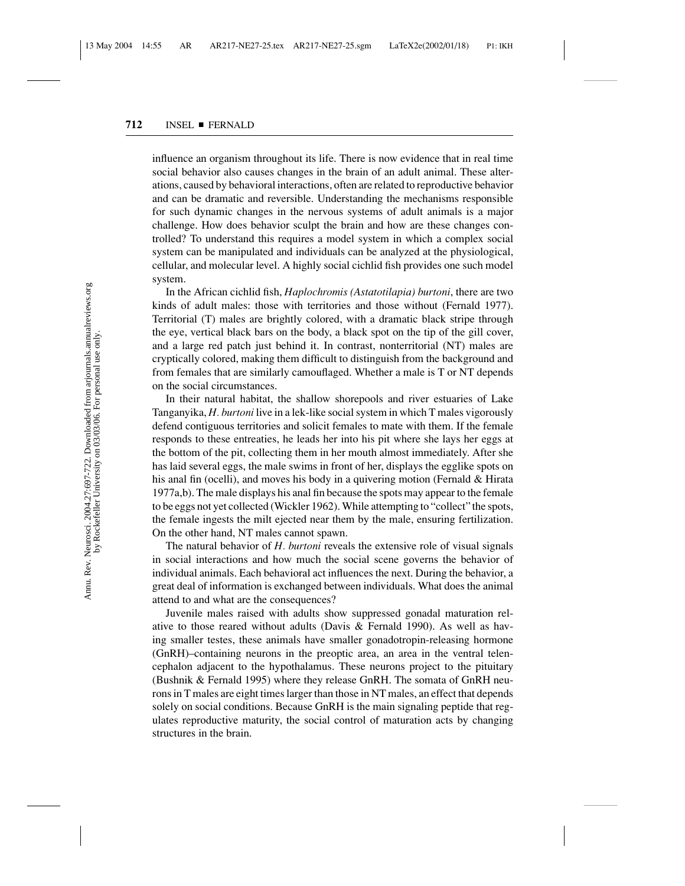influence an organism throughout its life. There is now evidence that in real time social behavior also causes changes in the brain of an adult animal. These alterations, caused by behavioral interactions, often are related to reproductive behavior and can be dramatic and reversible. Understanding the mechanisms responsible for such dynamic changes in the nervous systems of adult animals is a major challenge. How does behavior sculpt the brain and how are these changes controlled? To understand this requires a model system in which a complex social system can be manipulated and individuals can be analyzed at the physiological, cellular, and molecular level. A highly social cichlid fish provides one such model system.

In the African cichlid fish, *Haplochromis (Astatotilapia) burtoni*, there are two kinds of adult males: those with territories and those without (Fernald 1977). Territorial (T) males are brightly colored, with a dramatic black stripe through the eye, vertical black bars on the body, a black spot on the tip of the gill cover, and a large red patch just behind it. In contrast, nonterritorial (NT) males are cryptically colored, making them difficult to distinguish from the background and from females that are similarly camouflaged. Whether a male is T or NT depends on the social circumstances.

In their natural habitat, the shallow shorepools and river estuaries of Lake Tanganyika, *H. burtoni* live in a lek-like social system in which T males vigorously defend contiguous territories and solicit females to mate with them. If the female responds to these entreaties, he leads her into his pit where she lays her eggs at the bottom of the pit, collecting them in her mouth almost immediately. After she has laid several eggs, the male swims in front of her, displays the egglike spots on his anal fin (ocelli), and moves his body in a quivering motion (Fernald & Hirata 1977a,b). The male displays his anal fin because the spots may appear to the female to be eggs not yet collected (Wickler 1962). While attempting to "collect" the spots, the female ingests the milt ejected near them by the male, ensuring fertilization. On the other hand, NT males cannot spawn.

The natural behavior of *H. burtoni* reveals the extensive role of visual signals in social interactions and how much the social scene governs the behavior of individual animals. Each behavioral act influences the next. During the behavior, a great deal of information is exchanged between individuals. What does the animal attend to and what are the consequences?

Juvenile males raised with adults show suppressed gonadal maturation relative to those reared without adults (Davis & Fernald 1990). As well as having smaller testes, these animals have smaller gonadotropin-releasing hormone (GnRH)–containing neurons in the preoptic area, an area in the ventral telencephalon adjacent to the hypothalamus. These neurons project to the pituitary (Bushnik & Fernald 1995) where they release GnRH. The somata of GnRH neurons in T males are eight times larger than those in NT males, an effect that depends solely on social conditions. Because GnRH is the main signaling peptide that regulates reproductive maturity, the social control of maturation acts by changing structures in the brain.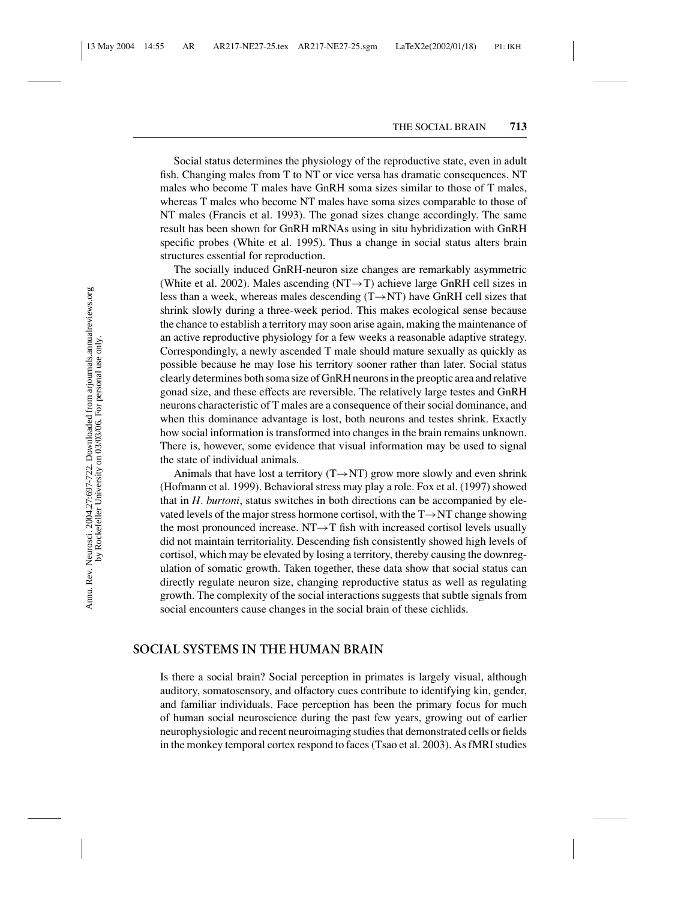Social status determines the physiology of the reproductive state, even in adult fish. Changing males from T to NT or vice versa has dramatic consequences. NT males who become T males have GnRH soma sizes similar to those of T males, whereas T males who become NT males have soma sizes comparable to those of NT males (Francis et al. 1993). The gonad sizes change accordingly. The same result has been shown for GnRH mRNAs using in situ hybridization with GnRH specific probes (White et al. 1995). Thus a change in social status alters brain structures essential for reproduction.

The socially induced GnRH-neuron size changes are remarkably asymmetric (White et al. 2002). Males ascending (NT→T) achieve large GnRH cell sizes in less than a week, whereas males descending (T→NT) have GnRH cell sizes that shrink slowly during a three-week period. This makes ecological sense because the chance to establish a territory may soon arise again, making the maintenance of an active reproductive physiology for a few weeks a reasonable adaptive strategy. Correspondingly, a newly ascended T male should mature sexually as quickly as possible because he may lose his territory sooner rather than later. Social status clearly determines both soma size of GnRH neurons in the preoptic area and relative gonad size, and these effects are reversible. The relatively large testes and GnRH neurons characteristic of T males are a consequence of their social dominance, and when this dominance advantage is lost, both neurons and testes shrink. Exactly how social information is transformed into changes in the brain remains unknown. There is, however, some evidence that visual information may be used to signal the state of individual animals.

Animals that have lost a territory (T→NT) grow more slowly and even shrink (Hofmann et al. 1999). Behavioral stress may play a role. Fox et al. (1997) showed that in *H. burtoni*, status switches in both directions can be accompanied by elevated levels of the major stress hormone cortisol, with the T→NT change showing the most pronounced increase. NT→T fish with increased cortisol levels usually did not maintain territoriality. Descending fish consistently showed high levels of cortisol, which may be elevated by losing a territory, thereby causing the downregulation of somatic growth. Taken together, these data show that social status can directly regulate neuron size, changing reproductive status as well as regulating growth. The complexity of the social interactions suggests that subtle signals from social encounters cause changes in the social brain of these cichlids.

## SOCIAL SYSTEMS IN THE HUMAN BRAIN

Is there a social brain? Social perception in primates is largely visual, although auditory, somatosensory, and olfactory cues contribute to identifying kin, gender, and familiar individuals. Face perception has been the primary focus for much of human social neuroscience during the past few years, growing out of earlier neurophysiologic and recent neuroimaging studies that demonstrated cells or fields in the monkey temporal cortex respond to faces (Tsao et al. 2003). As fMRI studies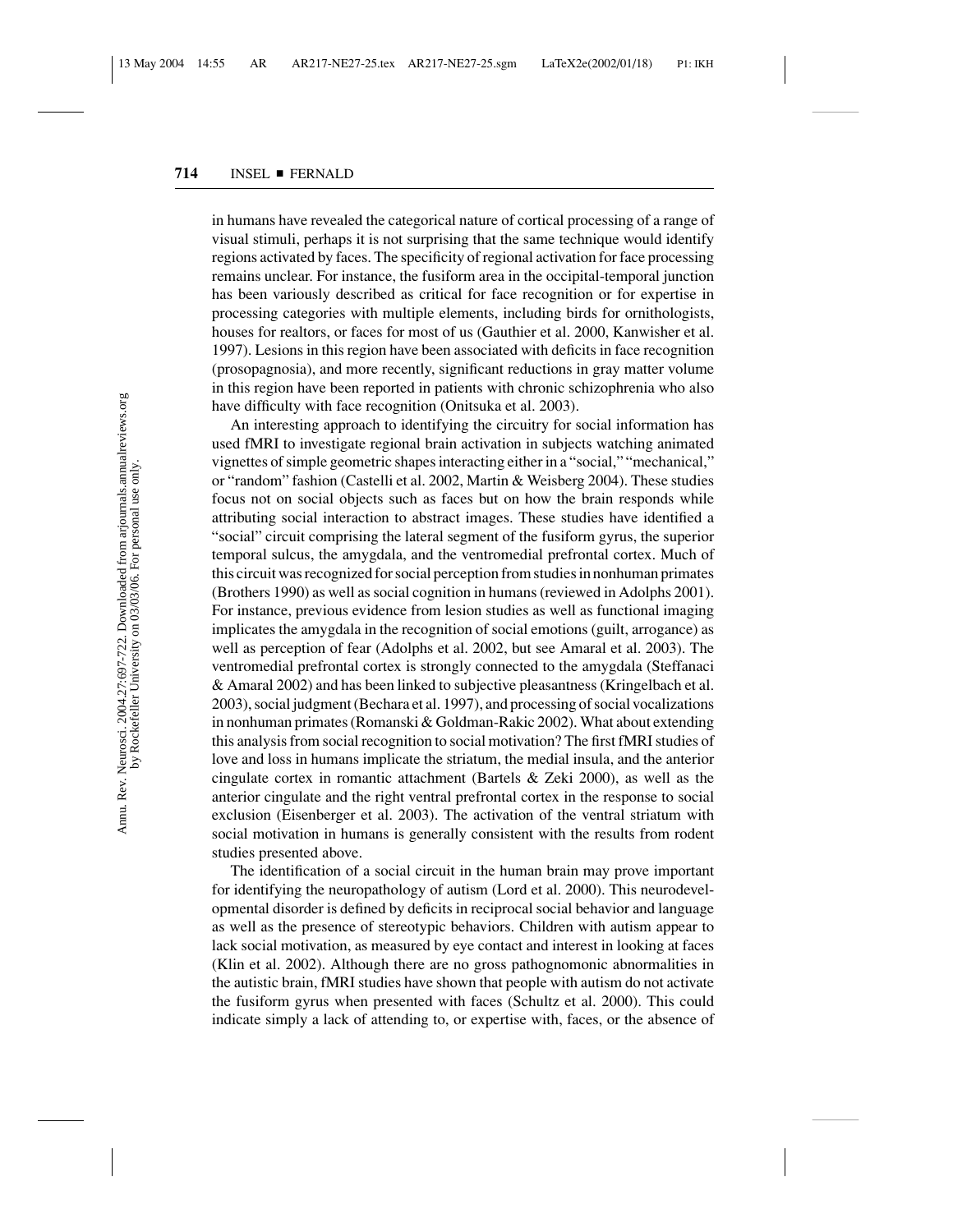in humans have revealed the categorical nature of cortical processing of a range of visual stimuli, perhaps it is not surprising that the same technique would identify regions activated by faces. The specificity of regional activation for face processing remains unclear. For instance, the fusiform area in the occipital-temporal junction has been variously described as critical for face recognition or for expertise in processing categories with multiple elements, including birds for ornithologists, houses for realtors, or faces for most of us (Gauthier et al. 2000, Kanwisher et al. 1997). Lesions in this region have been associated with deficits in face recognition (prosopagnosia), and more recently, significant reductions in gray matter volume in this region have been reported in patients with chronic schizophrenia who also have difficulty with face recognition (Onitsuka et al. 2003).

An interesting approach to identifying the circuitry for social information has used fMRI to investigate regional brain activation in subjects watching animated vignettes of simple geometric shapes interacting either in a "social," "mechanical," or "random" fashion (Castelli et al. 2002, Martin & Weisberg 2004). These studies focus not on social objects such as faces but on how the brain responds while attributing social interaction to abstract images. These studies have identified a "social" circuit comprising the lateral segment of the fusiform gyrus, the superior temporal sulcus, the amygdala, and the ventromedial prefrontal cortex. Much of this circuit was recognized for social perception from studies in nonhuman primates (Brothers 1990) as well as social cognition in humans (reviewed in Adolphs 2001). For instance, previous evidence from lesion studies as well as functional imaging implicates the amygdala in the recognition of social emotions (guilt, arrogance) as well as perception of fear (Adolphs et al. 2002, but see Amaral et al. 2003). The ventromedial prefrontal cortex is strongly connected to the amygdala (Steffanaci & Amaral 2002) and has been linked to subjective pleasantness (Kringelbach et al. 2003), social judgment (Bechara et al. 1997), and processing of social vocalizations in nonhuman primates (Romanski & Goldman-Rakic 2002). What about extending this analysis from social recognition to social motivation? The first fMRI studies of love and loss in humans implicate the striatum, the medial insula, and the anterior cingulate cortex in romantic attachment (Bartels & Zeki 2000), as well as the anterior cingulate and the right ventral prefrontal cortex in the response to social exclusion (Eisenberger et al. 2003). The activation of the ventral striatum with social motivation in humans is generally consistent with the results from rodent studies presented above.

The identification of a social circuit in the human brain may prove important for identifying the neuropathology of autism (Lord et al. 2000). This neurodevelopmental disorder is defined by deficits in reciprocal social behavior and language as well as the presence of stereotypic behaviors. Children with autism appear to lack social motivation, as measured by eye contact and interest in looking at faces (Klin et al. 2002). Although there are no gross pathognomonic abnormalities in the autistic brain, fMRI studies have shown that people with autism do not activate the fusiform gyrus when presented with faces (Schultz et al. 2000). This could indicate simply a lack of attending to, or expertise with, faces, or the absence of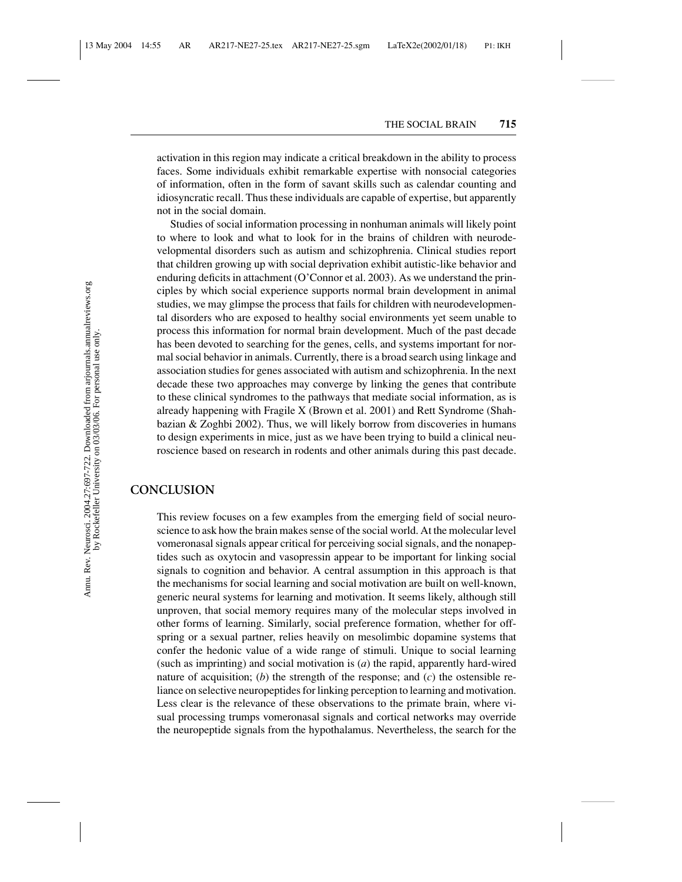activation in this region may indicate a critical breakdown in the ability to process faces. Some individuals exhibit remarkable expertise with nonsocial categories of information, often in the form of savant skills such as calendar counting and idiosyncratic recall. Thus these individuals are capable of expertise, but apparently not in the social domain.

Studies of social information processing in nonhuman animals will likely point to where to look and what to look for in the brains of children with neurodevelopmental disorders such as autism and schizophrenia. Clinical studies report that children growing up with social deprivation exhibit autistic-like behavior and enduring deficits in attachment (O'Connor et al. 2003). As we understand the principles by which social experience supports normal brain development in animal studies, we may glimpse the process that fails for children with neurodevelopmental disorders who are exposed to healthy social environments yet seem unable to process this information for normal brain development. Much of the past decade has been devoted to searching for the genes, cells, and systems important for normal social behavior in animals. Currently, there is a broad search using linkage and association studies for genes associated with autism and schizophrenia. In the next decade these two approaches may converge by linking the genes that contribute to these clinical syndromes to the pathways that mediate social information, as is already happening with Fragile X (Brown et al. 2001) and Rett Syndrome (Shahbazian & Zoghbi 2002). Thus, we will likely borrow from discoveries in humans to design experiments in mice, just as we have been trying to build a clinical neuroscience based on research in rodents and other animals during this past decade.

## CONCLUSION

This review focuses on a few examples from the emerging field of social neuroscience to ask how the brain makes sense of the social world. At the molecular level vomeronasal signals appear critical for perceiving social signals, and the nonapeptides such as oxytocin and vasopressin appear to be important for linking social signals to cognition and behavior. A central assumption in this approach is that the mechanisms for social learning and social motivation are built on well-known, generic neural systems for learning and motivation. It seems likely, although still unproven, that social memory requires many of the molecular steps involved in other forms of learning. Similarly, social preference formation, whether for offspring or a sexual partner, relies heavily on mesolimbic dopamine systems that confer the hedonic value of a wide range of stimuli. Unique to social learning (such as imprinting) and social motivation is (*a*) the rapid, apparently hard-wired nature of acquisition; (*b*) the strength of the response; and (*c*) the ostensible reliance on selective neuropeptides for linking perception to learning and motivation. Less clear is the relevance of these observations to the primate brain, where visual processing trumps vomeronasal signals and cortical networks may override the neuropeptide signals from the hypothalamus. Nevertheless, the search for the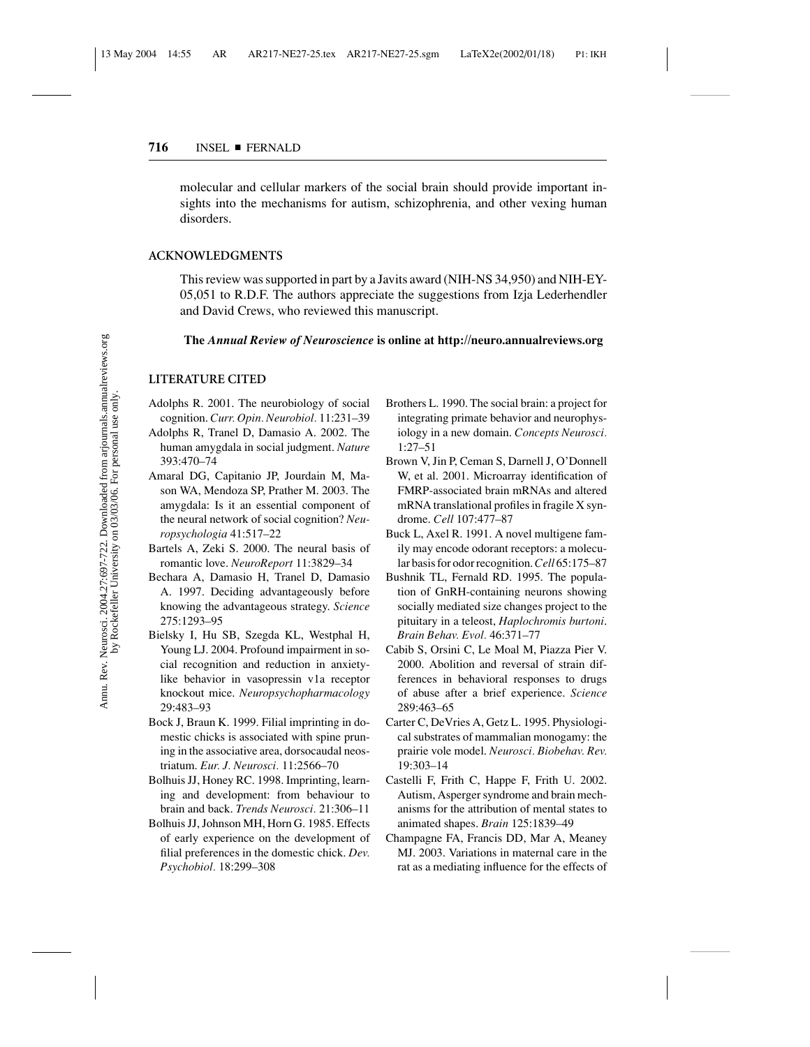molecular and cellular markers of the social brain should provide important insights into the mechanisms for autism, schizophrenia, and other vexing human disorders.

## ACKNOWLEDGMENTS

This review was supported in part by a Javits award (NIH-NS 34,950) and NIH-EY-05,051 to R.D.F. The authors appreciate the suggestions from Izja Lederhendler and David Crews, who reviewed this manuscript.

**The *Annual Review of Neuroscience* is online at http://neuro.annualreviews.org**

## LITERATURE CITED

Adolphs R. 2001. The neurobiology of social cognition. *Curr. Opin. Neurobiol.* 11:231–39

Adolphs R, Tranel D, Damasio A. 2002. The human amygdala in social judgment. *Nature* 393:470–74

Amaral DG, Capitanio JP, Jourdain M, Mason WA, Mendoza SP, Prather M. 2003. The amygdala: Is it an essential component of the neural network of social cognition? *Neuropsychologia* 41:517–22

Bartels A, Zeki S. 2000. The neural basis of romantic love. *NeuroReport* 11:3829–34

Bechara A, Damasio H, Tranel D, Damasio A. 1997. Deciding advantageously before knowing the advantageous strategy. *Science* 275:1293–95

Bielsky I, Hu SB, Szegda KL, Westphal H, Young LJ. 2004. Profound impairment in social recognition and reduction in anxiety-like behavior in vasopressin v1a receptor knockout mice. *Neuropsychopharmacology* 29:483–93

Bock J, Braun K. 1999. Filial imprinting in domestic chicks is associated with spine pruning in the associative area, dorsocaudal neostriatum. *Eur. J. Neurosci.* 11:2566–70

Bolhuis JJ, Honey RC. 1998. Imprinting, learning and development: from behaviour to brain and back. *Trends Neurosci.* 21:306–11

Bolhuis JJ, Johnson MH, Horn G. 1985. Effects of early experience on the development of filial preferences in the domestic chick. *Dev. Psychobiol.* 18:299–308

Brothers L. 1990. The social brain: a project for integrating primate behavior and neurophysiology in a new domain. *Concepts Neurosci.* 1:27–51

Brown V, Jin P, Ceman S, Darnell J, O'Donnell W, et al. 2001. Microarray identification of FMRP-associated brain mRNAs and altered mRNA translational profiles in fragile X syndrome. *Cell* 107:477–87

Buck L, Axel R. 1991. A novel multigene family may encode odorant receptors: a molecular basis for odor recognition. *Cell* 65:175–87

Bushnik TL, Fernald RD. 1995. The population of GnRH-containing neurons showing socially mediated size changes project to the pituitary in a teleost, *Haplochromis burtoni*. *Brain Behav. Evol.* 46:371–77

Cabib S, Orsini C, Le Moal M, Piazza Pier V. 2000. Abolition and reversal of strain differences in behavioral responses to drugs of abuse after a brief experience. *Science* 289:463–65

Carter C, DeVries A, Getz L. 1995. Physiological substrates of mammalian monogamy: the prairie vole model. *Neurosci. Biobehav. Rev.* 19:303–14

Castelli F, Frith C, Happe F, Frith U. 2002. Autism, Asperger syndrome and brain mechanisms for the attribution of mental states to animated shapes. *Brain* 125:1839–49

Champagne FA, Francis DD, Mar A, Meaney MJ. 2003. Variations in maternal care in the rat as a mediating influence for the effects of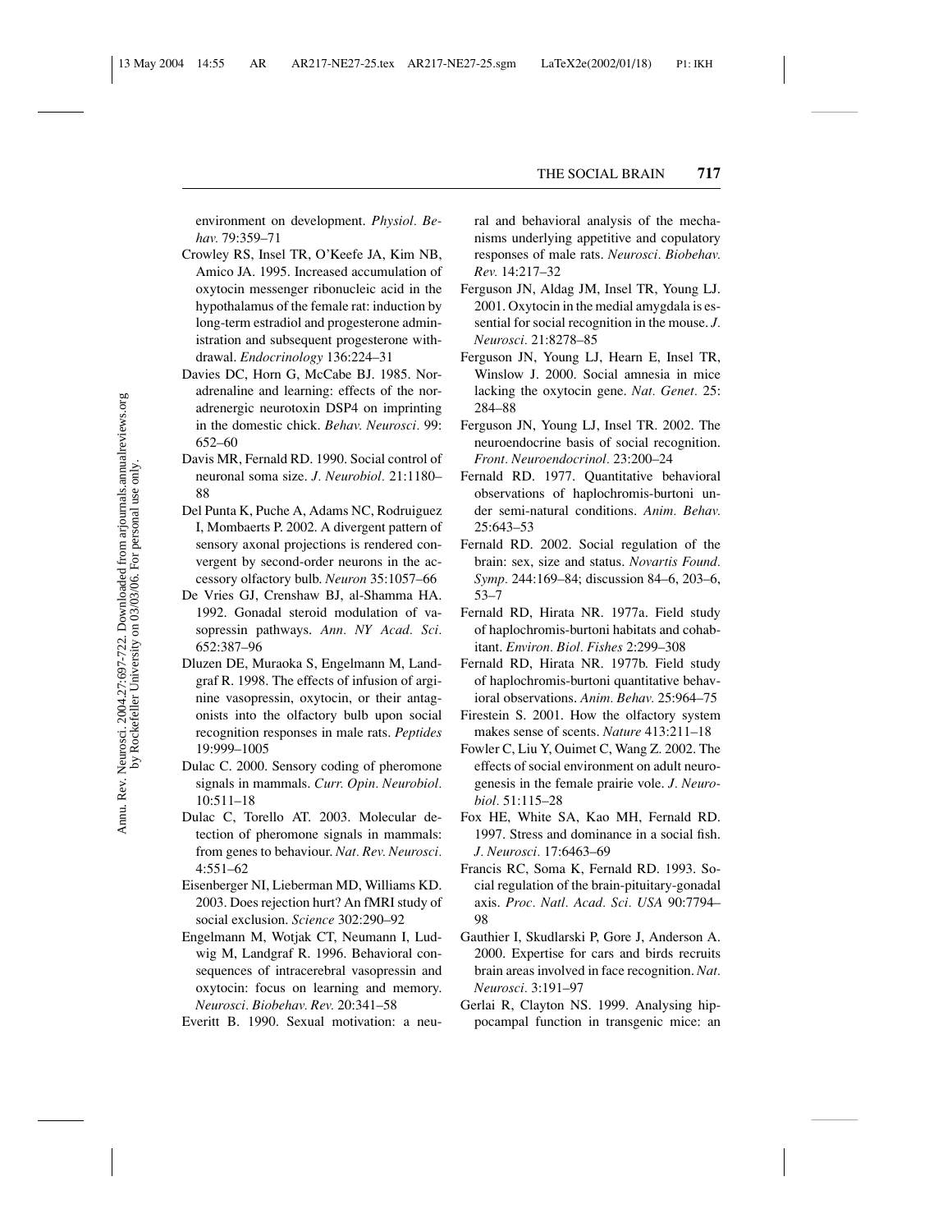environment on development. *Physiol. Behav.* 79:359–71

Crowley RS, Insel TR, O'Keefe JA, Kim NB, Amico JA. 1995. Increased accumulation of oxytocin messenger ribonucleic acid in the hypothalamus of the female rat: induction by long-term estradiol and progesterone administration and subsequent progesterone withdrawal. *Endocrinology* 136:224–31

Davies DC, Horn G, McCabe BJ. 1985. Noradrenaline and learning: effects of the noradrenergic neurotoxin DSP4 on imprinting in the domestic chick. *Behav. Neurosci.* 99: 652–60

Davis MR, Fernald RD. 1990. Social control of neuronal soma size. *J. Neurobiol.* 21:1180–88

Del Punta K, Puche A, Adams NC, Rodruiguez I, Mombaerts P. 2002. A divergent pattern of sensory axonal projections is rendered convergent by second-order neurons in the accessory olfactory bulb. *Neuron* 35:1057–66

De Vries GJ, Crenshaw BJ, al-Shamma HA. 1992. Gonadal steroid modulation of vasopressin pathways. *Ann. NY Acad. Sci.* 652:387–96

Dluzen DE, Muraoka S, Engelmann M, Landgraf R. 1998. The effects of infusion of arginine vasopressin, oxytocin, or their antagonists into the olfactory bulb upon social recognition responses in male rats. *Peptides* 19:999–1005

Dulac C. 2000. Sensory coding of pheromone signals in mammals. *Curr. Opin. Neurobiol.* 10:511–18

Dulac C, Torello AT. 2003. Molecular detection of pheromone signals in mammals: from genes to behaviour. *Nat. Rev. Neurosci.* 4:551–62

Eisenberger NI, Lieberman MD, Williams KD. 2003. Does rejection hurt? An fMRI study of social exclusion. *Science* 302:290–92

Engelmann M, Wotjak CT, Neumann I, Ludwig M, Landgraf R. 1996. Behavioral consequences of intracerebral vasopressin and oxytocin: focus on learning and memory. *Neurosci. Biobehav. Rev.* 20:341–58

Everitt B. 1990. Sexual motivation: a neural and behavioral analysis of the mechanisms underlying appetitive and copulatory responses of male rats. *Neurosci. Biobehav. Rev.* 14:217–32

Ferguson JN, Aldag JM, Insel TR, Young LJ. 2001. Oxytocin in the medial amygdala is essential for social recognition in the mouse. *J. Neurosci.* 21:8278–85

Ferguson JN, Young LJ, Hearn E, Insel TR, Winslow J. 2000. Social amnesia in mice lacking the oxytocin gene. *Nat. Genet.* 25: 284–88

Ferguson JN, Young LJ, Insel TR. 2002. The neuroendocrine basis of social recognition. *Front. Neuroendocrinol.* 23:200–24

Fernald RD. 1977. Quantitative behavioral observations of haplochromis-burtoni under semi-natural conditions. *Anim. Behav.* 25:643–53

Fernald RD. 2002. Social regulation of the brain: sex, size and status. *Novartis Found. Symp.* 244:169–84; discussion 84–6, 203–6, 53–7

Fernald RD, Hirata NR. 1977a. Field study of haplochromis-burtoni habitats and cohabitant. *Environ. Biol. Fishes* 2:299–308

Fernald RD, Hirata NR. 1977b. Field study of haplochromis-burtoni quantitative behavioral observations. *Anim. Behav.* 25:964–75

Firestein S. 2001. How the olfactory system makes sense of scents. *Nature* 413:211–18

Fowler C, Liu Y, Ouimet C, Wang Z. 2002. The effects of social environment on adult neurogenesis in the female prairie vole. *J. Neurobiol.* 51:115–28

Fox HE, White SA, Kao MH, Fernald RD. 1997. Stress and dominance in a social fish. *J. Neurosci.* 17:6463–69

Francis RC, Soma K, Fernald RD. 1993. Social regulation of the brain-pituitary-gonadal axis. *Proc. Natl. Acad. Sci. USA* 90:7794–98

Gauthier I, Skudlarski P, Gore J, Anderson A. 2000. Expertise for cars and birds recruits brain areas involved in face recognition. *Nat. Neurosci.* 3:191–97

Gerlai R, Clayton NS. 1999. Analysing hippocampal function in transgenic mice: an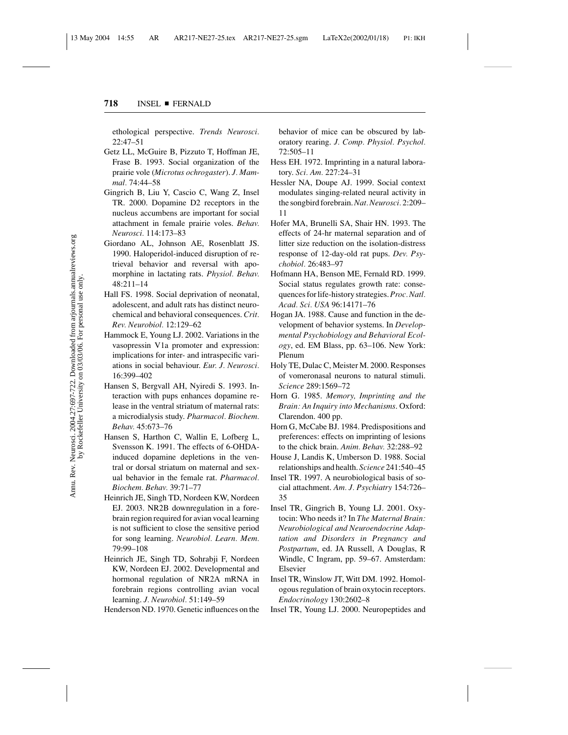ethological perspective. *Trends Neurosci.* 22:47–51

Getz LL, McGuire B, Pizzuto T, Hoffman JE, Frase B. 1993. Social organization of the prairie vole (*Microtus ochrogaster*). *J. Mammal.* 74:44–58

Gingrich B, Liu Y, Cascio C, Wang Z, Insel TR. 2000. Dopamine D2 receptors in the nucleus accumbens are important for social attachment in female prairie voles. *Behav. Neurosci.* 114:173–83

Giordano AL, Johnson AE, Rosenblatt JS. 1990. Haloperidol-induced disruption of retrieval behavior and reversal with apomorphine in lactating rats. *Physiol. Behav.* 48:211–14

Hall FS. 1998. Social deprivation of neonatal, adolescent, and adult rats has distinct neurochemical and behavioral consequences. *Crit. Rev. Neurobiol.* 12:129–62

Hammock E, Young LJ. 2002. Variations in the vasopressin V1a promoter and expression: implications for inter- and intraspecific variations in social behaviour. *Eur. J. Neurosci.* 16:399–402

Hansen S, Bergvall AH, Nyiredi S. 1993. Interaction with pups enhances dopamine release in the ventral striatum of maternal rats: a microdialysis study. *Pharmacol. Biochem. Behav.* 45:673–76

Hansen S, Harthon C, Wallin E, Lofberg L, Svensson K. 1991. The effects of 6-OHDA-induced dopamine depletions in the ventral or dorsal striatum on maternal and sexual behavior in the female rat. *Pharmacol. Biochem. Behav.* 39:71–77

Heinrich JE, Singh TD, Nordeen KW, Nordeen EJ. 2003. NR2B downregulation in a forebrain region required for avian vocal learning is not sufficient to close the sensitive period for song learning. *Neurobiol. Learn. Mem.* 79:99–108

Heinrich JE, Singh TD, Sohrabji F, Nordeen KW, Nordeen EJ. 2002. Developmental and hormonal regulation of NR2A mRNA in forebrain regions controlling avian vocal learning. *J. Neurobiol.* 51:149–59

Henderson ND. 1970. Genetic influences on the behavior of mice can be obscured by laboratory rearing. *J. Comp. Physiol. Psychol.* 72:505–11

Hess EH. 1972. Imprinting in a natural laboratory. *Sci. Am.* 227:24–31

Hessler NA, Doupe AJ. 1999. Social context modulates singing-related neural activity in the songbird forebrain. *Nat. Neurosci.* 2:209–11

Hofer MA, Brunelli SA, Shair HN. 1993. The effects of 24-hr maternal separation and of litter size reduction on the isolation-distress response of 12-day-old rat pups. *Dev. Psychobiol.* 26:483–97

Hofmann HA, Benson ME, Fernald RD. 1999. Social status regulates growth rate: consequences for life-history strategies. *Proc. Natl. Acad. Sci. USA* 96:14171–76

Hogan JA. 1988. Cause and function in the development of behavior systems. In *Developmental Psychobiology and Behavioral Ecology*, ed. EM Blass, pp. 63–106. New York: Plenum

Holy TE, Dulac C, Meister M. 2000. Responses of vomeronasal neurons to natural stimuli. *Science* 289:1569–72

Horn G. 1985. *Memory, Imprinting and the Brain: An Inquiry into Mechanisms*. Oxford: Clarendon. 400 pp.

Horn G, McCabe BJ. 1984. Predispositions and preferences: effects on imprinting of lesions to the chick brain. *Anim. Behav.* 32:288–92

House J, Landis K, Umberson D. 1988. Social relationships and health. *Science* 241:540–45

Insel TR. 1997. A neurobiological basis of social attachment. *Am. J. Psychiatry* 154:726–35

Insel TR, Gingrich B, Young LJ. 2001. Oxytocin: Who needs it? In *The Maternal Brain: Neurobiological and Neuroendocrine Adaptation and Disorders in Pregnancy and Postpartum*, ed. JA Russell, A Douglas, R Windle, C Ingram, pp. 59–67. Amsterdam: Elsevier

Insel TR, Winslow JT, Witt DM. 1992. Homologous regulation of brain oxytocin receptors. *Endocrinology* 130:2602–8

Insel TR, Young LJ. 2000. Neuropeptides and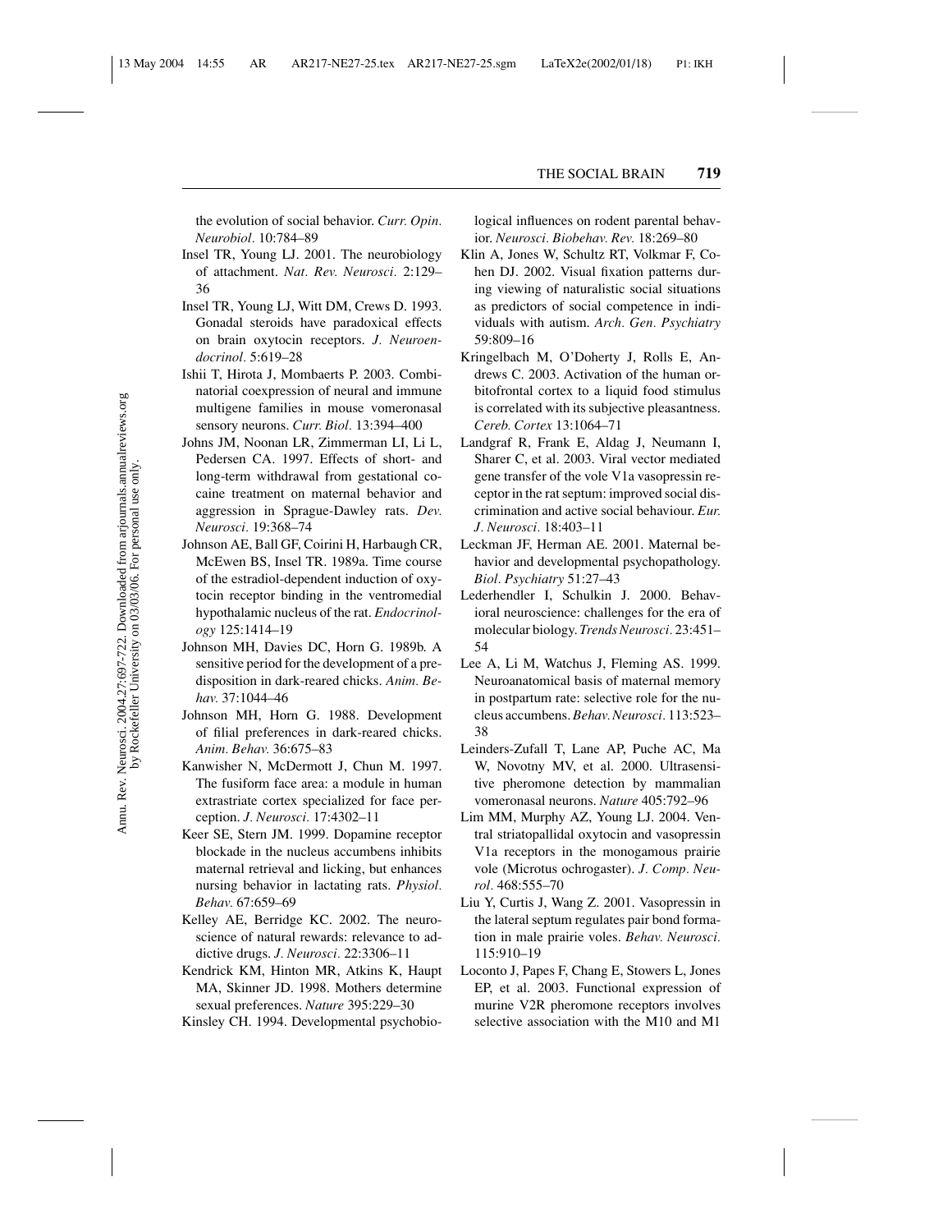the evolution of social behavior. *Curr. Opin. Neurobiol.* 10:784–89

Insel TR, Young LJ. 2001. The neurobiology of attachment. *Nat. Rev. Neurosci.* 2:129–36

Insel TR, Young LJ, Witt DM, Crews D. 1993. Gonadal steroids have paradoxical effects on brain oxytocin receptors. *J. Neuroendocrinol.* 5:619–28

Ishii T, Hirota J, Mombaerts P. 2003. Combinatorial coexpression of neural and immune multigene families in mouse vomeronasal sensory neurons. *Curr. Biol.* 13:394–400

Johns JM, Noonan LR, Zimmerman LI, Li L, Pedersen CA. 1997. Effects of short- and long-term withdrawal from gestational cocaine treatment on maternal behavior and aggression in Sprague-Dawley rats. *Dev. Neurosci.* 19:368–74

Johnson AE, Ball GF, Coirini H, Harbaugh CR, McEwen BS, Insel TR. 1989a. Time course of the estradiol-dependent induction of oxytocin receptor binding in the ventromedial hypothalamic nucleus of the rat. *Endocrinology* 125:1414–19

Johnson MH, Davies DC, Horn G. 1989b. A sensitive period for the development of a predisposition in dark-reared chicks. *Anim. Behav.* 37:1044–46

Johnson MH, Horn G. 1988. Development of filial preferences in dark-reared chicks. *Anim. Behav.* 36:675–83

Kanwisher N, McDermott J, Chun M. 1997. The fusiform face area: a module in human extrastriate cortex specialized for face perception. *J. Neurosci.* 17:4302–11

Keer SE, Stern JM. 1999. Dopamine receptor blockade in the nucleus accumbens inhibits maternal retrieval and licking, but enhances nursing behavior in lactating rats. *Physiol. Behav.* 67:659–69

Kelley AE, Berridge KC. 2002. The neuroscience of natural rewards: relevance to addictive drugs. *J. Neurosci.* 22:3306–11

Kendrick KM, Hinton MR, Atkins K, Haupt MA, Skinner JD. 1998. Mothers determine sexual preferences. *Nature* 395:229–30

Kinsley CH. 1994. Developmental psychobiological influences on rodent parental behavior. *Neurosci. Biobehav. Rev.* 18:269–80

Klin A, Jones W, Schultz RT, Volkmar F, Cohen DJ. 2002. Visual fixation patterns during viewing of naturalistic social situations as predictors of social competence in individuals with autism. *Arch. Gen. Psychiatry* 59:809–16

Kringelbach M, O'Doherty J, Rolls E, Andrews C. 2003. Activation of the human orbitofrontal cortex to a liquid food stimulus is correlated with its subjective pleasantness. *Cereb. Cortex* 13:1064–71

Landgraf R, Frank E, Aldag J, Neumann I, Sharer C, et al. 2003. Viral vector mediated gene transfer of the vole V1a vasopressin receptor in the rat septum: improved social discrimination and active social behaviour. *Eur. J. Neurosci.* 18:403–11

Leckman JF, Herman AE. 2001. Maternal behavior and developmental psychopathology. *Biol. Psychiatry* 51:27–43

Lederhendler I, Schulkin J. 2000. Behavioral neuroscience: challenges for the era of molecular biology. *Trends Neurosci.* 23:451–54

Lee A, Li M, Watchus J, Fleming AS. 1999. Neuroanatomical basis of maternal memory in postpartum rate: selective role for the nucleus accumbens. *Behav. Neurosci.* 113:523–38

Leinders-Zufall T, Lane AP, Puche AC, Ma W, Novotny MV, et al. 2000. Ultrasensitive pheromone detection by mammalian vomeronasal neurons. *Nature* 405:792–96

Lim MM, Murphy AZ, Young LJ. 2004. Ventral striatopallidal oxytocin and vasopressin V1a receptors in the monogamous prairie vole (Microtus ochrogaster). *J. Comp. Neurol.* 468:555–70

Liu Y, Curtis J, Wang Z. 2001. Vasopressin in the lateral septum regulates pair bond formation in male prairie voles. *Behav. Neurosci.* 115:910–19

Loconto J, Papes F, Chang E, Stowers L, Jones EP, et al. 2003. Functional expression of murine V2R pheromone receptors involves selective association with the M10 and M1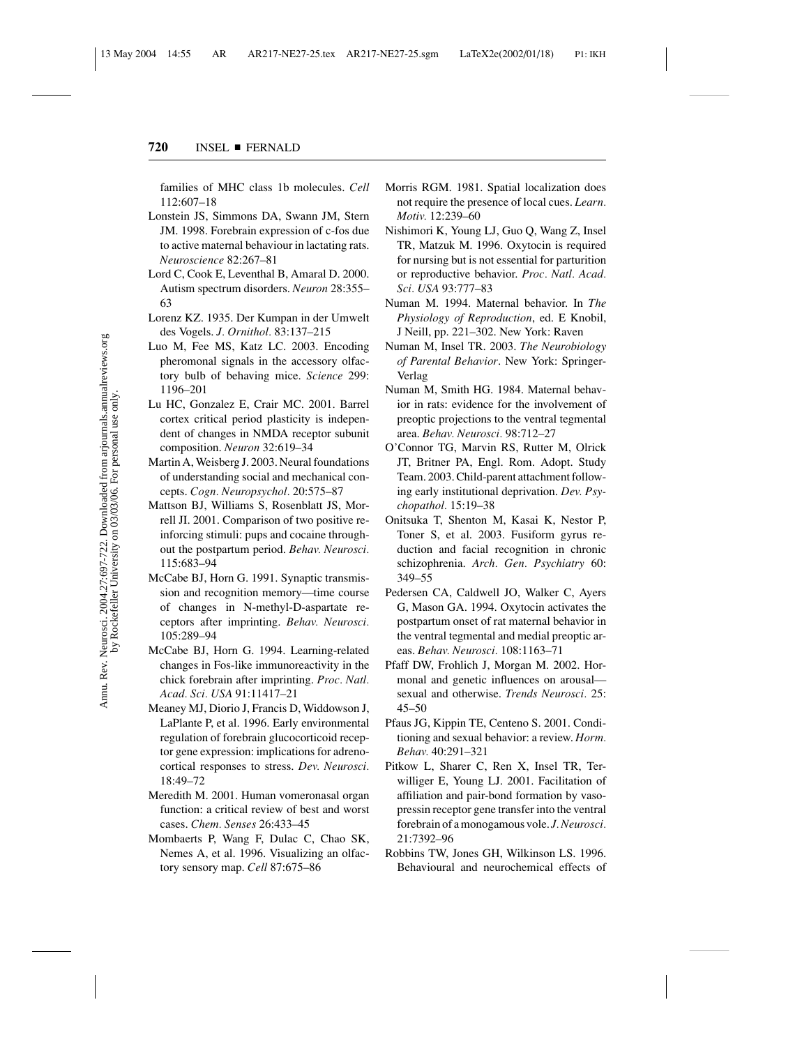families of MHC class 1b molecules. *Cell* 112:607–18

Lonstein JS, Simmons DA, Swann JM, Stern JM. 1998. Forebrain expression of c-fos due to active maternal behaviour in lactating rats. *Neuroscience* 82:267–81

Lord C, Cook E, Leventhal B, Amaral D. 2000. Autism spectrum disorders. *Neuron* 28:355–63

Lorenz KZ. 1935. Der Kumpan in der Umwelt des Vogels. *J. Ornithol.* 83:137–215

Luo M, Fee MS, Katz LC. 2003. Encoding pheromonal signals in the accessory olfactory bulb of behaving mice. *Science* 299: 1196–201

Lu HC, Gonzalez E, Crair MC. 2001. Barrel cortex critical period plasticity is independent of changes in NMDA receptor subunit composition. *Neuron* 32:619–34

Martin A, Weisberg J. 2003. Neural foundations of understanding social and mechanical concepts. *Cogn. Neuropsychol.* 20:575–87

Mattson BJ, Williams S, Rosenblatt JS, Morrell JI. 2001. Comparison of two positive reinforcing stimuli: pups and cocaine throughout the postpartum period. *Behav. Neurosci.* 115:683–94

McCabe BJ, Horn G. 1991. Synaptic transmission and recognition memory—time course of changes in N-methyl-D-aspartate receptors after imprinting. *Behav. Neurosci.* 105:289–94

McCabe BJ, Horn G. 1994. Learning-related changes in Fos-like immunoreactivity in the chick forebrain after imprinting. *Proc. Natl. Acad. Sci. USA* 91:11417–21

Meaney MJ, Diorio J, Francis D, Widdowson J, LaPlante P, et al. 1996. Early environmental regulation of forebrain glucocorticoid receptor gene expression: implications for adrenocortical responses to stress. *Dev. Neurosci.* 18:49–72

Meredith M. 2001. Human vomeronasal organ function: a critical review of best and worst cases. *Chem. Senses* 26:433–45

Mombaerts P, Wang F, Dulac C, Chao SK, Nemes A, et al. 1996. Visualizing an olfactory sensory map. *Cell* 87:675–86

Morris RGM. 1981. Spatial localization does not require the presence of local cues. *Learn. Motiv.* 12:239–60

Nishimori K, Young LJ, Guo Q, Wang Z, Insel TR, Matzuk M. 1996. Oxytocin is required for nursing but is not essential for parturition or reproductive behavior. *Proc. Natl. Acad. Sci. USA* 93:777–83

Numan M. 1994. Maternal behavior. In *The Physiology of Reproduction*, ed. E Knobil, J Neill, pp. 221–302. New York: Raven

Numan M, Insel TR. 2003. *The Neurobiology of Parental Behavior*. New York: Springer-Verlag

Numan M, Smith HG. 1984. Maternal behavior in rats: evidence for the involvement of preoptic projections to the ventral tegmental area. *Behav. Neurosci.* 98:712–27

O'Connor TG, Marvin RS, Rutter M, Olrick JT, Britner PA, Engl. Rom. Adopt. Study Team. 2003. Child-parent attachment following early institutional deprivation. *Dev. Psychopathol.* 15:19–38

Onitsuka T, Shenton M, Kasai K, Nestor P, Toner S, et al. 2003. Fusiform gyrus reduction and facial recognition in chronic schizophrenia. *Arch. Gen. Psychiatry* 60: 349–55

Pedersen CA, Caldwell JO, Walker C, Ayers G, Mason GA. 1994. Oxytocin activates the postpartum onset of rat maternal behavior in the ventral tegmental and medial preoptic areas. *Behav. Neurosci.* 108:1163–71

Pfaff DW, Frohlich J, Morgan M. 2002. Hormonal and genetic influences on arousal—sexual and otherwise. *Trends Neurosci.* 25: 45–50

Pfaus JG, Kippin TE, Centeno S. 2001. Conditioning and sexual behavior: a review. *Horm. Behav.* 40:291–321

Pitkow L, Sharer C, Ren X, Insel TR, Terwilliger E, Young LJ. 2001. Facilitation of affiliation and pair-bond formation by vasopressin receptor gene transfer into the ventral forebrain of a monogamous vole. *J. Neurosci.* 21:7392–96

Robbins TW, Jones GH, Wilkinson LS. 1996. Behavioural and neurochemical effects of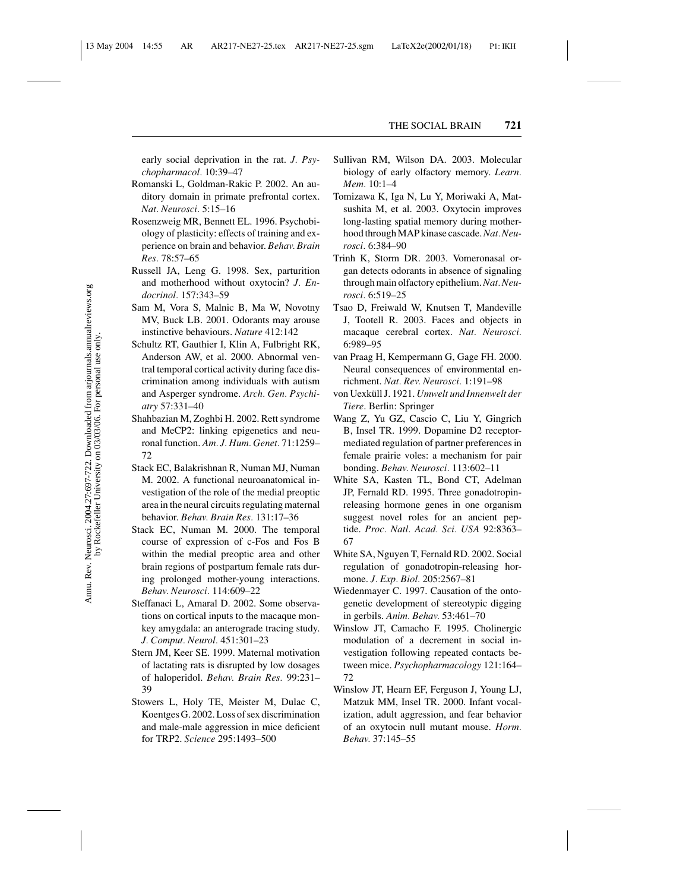early social deprivation in the rat. *J. Psychopharmacol.* 10:39–47

Romanski L, Goldman-Rakic P. 2002. An auditory domain in primate prefrontal cortex. *Nat. Neurosci.* 5:15–16

Rosenzweig MR, Bennett EL. 1996. Psychobiology of plasticity: effects of training and experience on brain and behavior. *Behav. Brain Res.* 78:57–65

Russell JA, Leng G. 1998. Sex, parturition and motherhood without oxytocin? *J. Endocrinol.* 157:343–59

Sam M, Vora S, Malnic B, Ma W, Novotny MV, Buck LB. 2001. Odorants may arouse instinctive behaviours. *Nature* 412:142

Schultz RT, Gauthier I, Klin A, Fulbright RK, Anderson AW, et al. 2000. Abnormal ventral temporal cortical activity during face discrimination among individuals with autism and Asperger syndrome. *Arch. Gen. Psychiatry* 57:331–40

Shahbazian M, Zoghbi H. 2002. Rett syndrome and MeCP2: linking epigenetics and neuronal function. *Am. J. Hum. Genet.* 71:1259–72

Stack EC, Balakrishnan R, Numan MJ, Numan M. 2002. A functional neuroanatomical investigation of the role of the medial preoptic area in the neural circuits regulating maternal behavior. *Behav. Brain Res.* 131:17–36

Stack EC, Numan M. 2000. The temporal course of expression of c-Fos and Fos B within the medial preoptic area and other brain regions of postpartum female rats during prolonged mother-young interactions. *Behav. Neurosci.* 114:609–22

Steffanaci L, Amaral D. 2002. Some observations on cortical inputs to the macaque monkey amygdala: an anterograde tracing study. *J. Comput. Neurol.* 451:301–23

Stern JM, Keer SE. 1999. Maternal motivation of lactating rats is disrupted by low dosages of haloperidol. *Behav. Brain Res.* 99:231–39

Stowers L, Holy TE, Meister M, Dulac C, Koentges G. 2002. Loss of sex discrimination and male-male aggression in mice deficient for TRP2. *Science* 295:1493–500

Sullivan RM, Wilson DA. 2003. Molecular biology of early olfactory memory. *Learn. Mem.* 10:1–4

Tomizawa K, Iga N, Lu Y, Moriwaki A, Matsushita M, et al. 2003. Oxytocin improves long-lasting spatial memory during motherhood through MAP kinase cascade. *Nat. Neurosci.* 6:384–90

Trinh K, Storm DR. 2003. Vomeronasal organ detects odorants in absence of signaling through main olfactory epithelium. *Nat. Neurosci.* 6:519–25

Tsao D, Freiwald W, Knutsen T, Mandeville J, Tootell R. 2003. Faces and objects in macaque cerebral cortex. *Nat. Neurosci.* 6:989–95

van Praag H, Kempermann G, Gage FH. 2000. Neural consequences of environmental enrichment. *Nat. Rev. Neurosci.* 1:191–98

von Uexküll J. 1921. *Umwelt und Innenwelt der Tiere*. Berlin: Springer

Wang Z, Yu GZ, Cascio C, Liu Y, Gingrich B, Insel TR. 1999. Dopamine D2 receptor-mediated regulation of partner preferences in female prairie voles: a mechanism for pair bonding. *Behav. Neurosci.* 113:602–11

White SA, Kasten TL, Bond CT, Adelman JP, Fernald RD. 1995. Three gonadotropin-releasing hormone genes in one organism suggest novel roles for an ancient peptide. *Proc. Natl. Acad. Sci. USA* 92:8363–67

White SA, Nguyen T, Fernald RD. 2002. Social regulation of gonadotropin-releasing hormone. *J. Exp. Biol.* 205:2567–81

Wiedenmayer C. 1997. Causation of the ontogenetic development of stereotypic digging in gerbils. *Anim. Behav.* 53:461–70

Winslow JT, Camacho F. 1995. Cholinergic modulation of a decrement in social investigation following repeated contacts between mice. *Psychopharmacology* 121:164–72

Winslow JT, Hearn EF, Ferguson J, Young LJ, Matzuk MM, Insel TR. 2000. Infant vocalization, adult aggression, and fear behavior of an oxytocin null mutant mouse. *Horm. Behav.* 37:145–55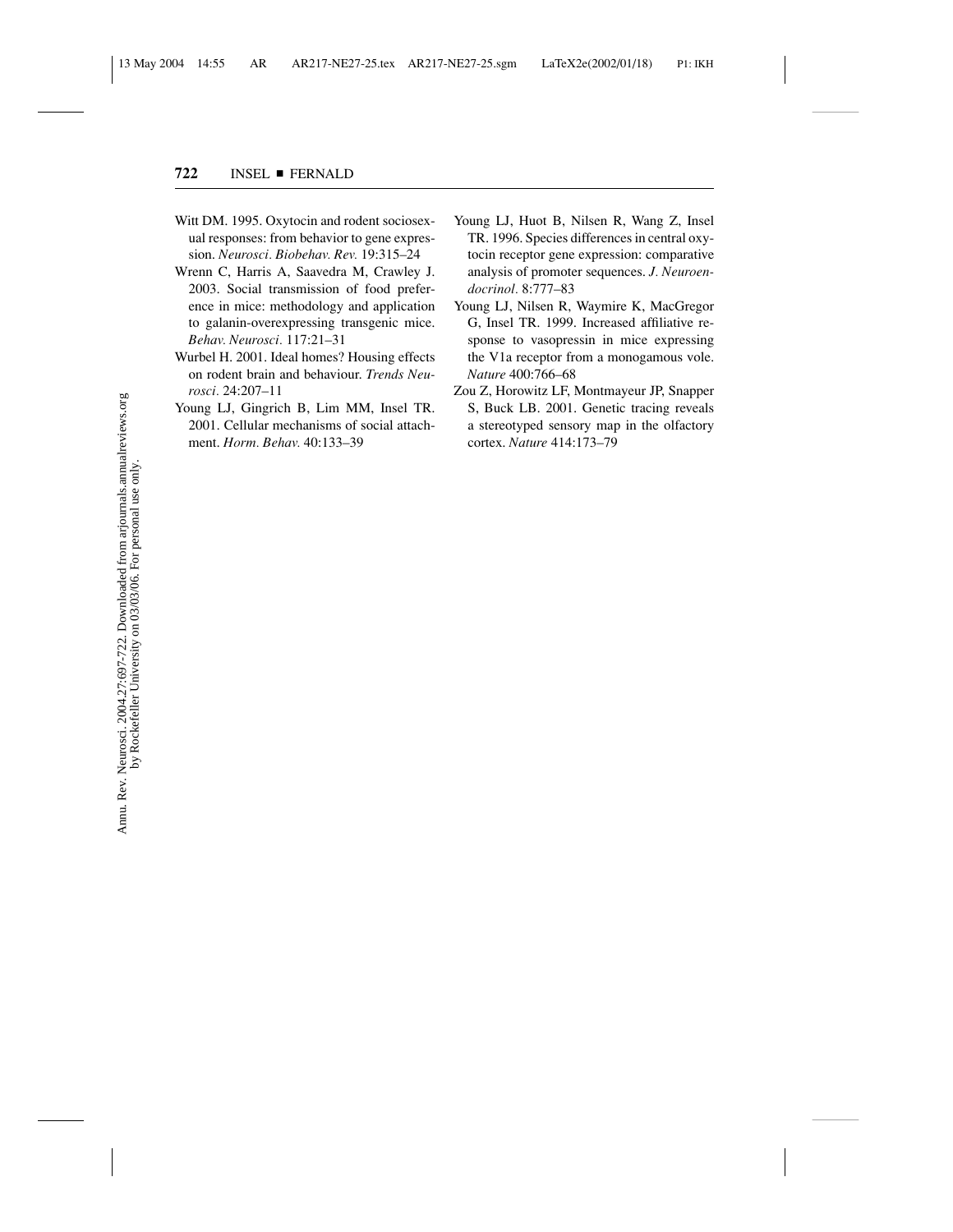Witt DM. 1995. Oxytocin and rodent sociosexual responses: from behavior to gene expression. *Neurosci. Biobehav. Rev.* 19:315–24

Wrenn C, Harris A, Saavedra M, Crawley J. 2003. Social transmission of food preference in mice: methodology and application to galanin-overexpressing transgenic mice. *Behav. Neurosci.* 117:21–31

Wurbel H. 2001. Ideal homes? Housing effects on rodent brain and behaviour. *Trends Neurosci.* 24:207–11

Young LJ, Gingrich B, Lim MM, Insel TR. 2001. Cellular mechanisms of social attachment. *Horm. Behav.* 40:133–39

Young LJ, Huot B, Nilsen R, Wang Z, Insel TR. 1996. Species differences in central oxytocin receptor gene expression: comparative analysis of promoter sequences. *J. Neuroendocrinol.* 8:777–83

Young LJ, Nilsen R, Waymire K, MacGregor G, Insel TR. 1999. Increased affiliative response to vasopressin in mice expressing the V1a receptor from a monogamous vole. *Nature* 400:766–68

Zou Z, Horowitz LF, Montmayeur JP, Snapper S, Buck LB. 2001. Genetic tracing reveals a stereotyped sensory map in the olfactory cortex. *Nature* 414:173–79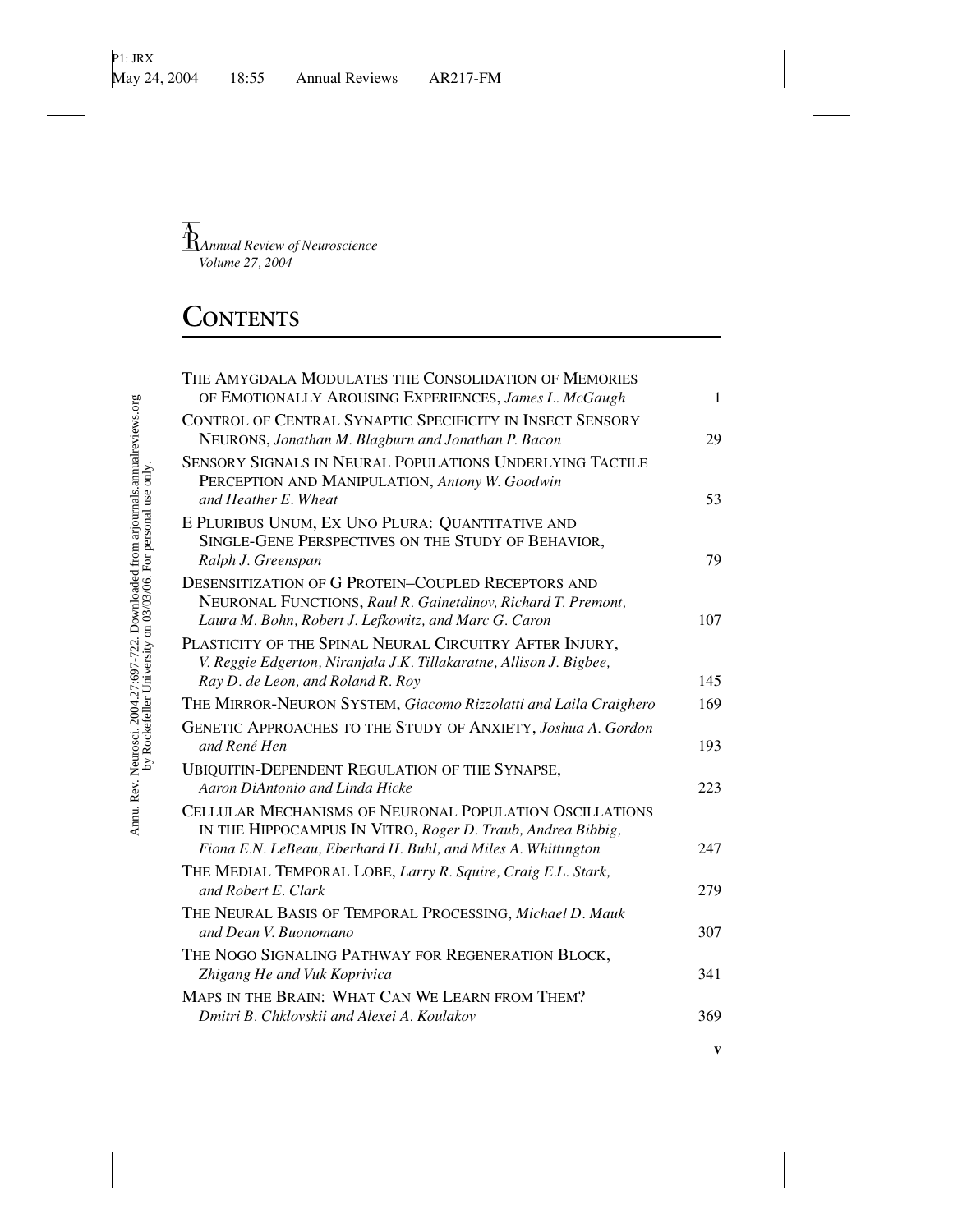*Annual Review of Neuroscience*
*Volume 27, 2004*

# Contents

| | |
|---|---|
| The Amygdala Modulates the Consolidation of Memories of Emotionally Arousing Experiences, *James L. McGaugh* | 1 |
| Control of Central Synaptic Specificity in Insect Sensory Neurons, *Jonathan M. Blagburn and Jonathan P. Bacon* | 29 |
| Sensory Signals in Neural Populations Underlying Tactile Perception and Manipulation, *Antony W. Goodwin and Heather E. Wheat* | 53 |
| E Pluribus Unum, Ex Uno Plura: Quantitative and Single-Gene Perspectives on the Study of Behavior, *Ralph J. Greenspan* | 79 |
| Desensitization of G Protein–Coupled Receptors and Neuronal Functions, *Raul R. Gainetdinov, Richard T. Premont, Laura M. Bohn, Robert J. Lefkowitz, and Marc G. Caron* | 107 |
| Plasticity of the Spinal Neural Circuitry After Injury, *V. Reggie Edgerton, Niranjala J.K. Tillakaratne, Allison J. Bigbee, Ray D. de Leon, and Roland R. Roy* | 145 |
| The Mirror-Neuron System, *Giacomo Rizzolatti and Laila Craighero* | 169 |
| Genetic Approaches to the Study of Anxiety, *Joshua A. Gordon and René Hen* | 193 |
| Ubiquitin-Dependent Regulation of the Synapse, *Aaron DiAntonio and Linda Hicke* | 223 |
| Cellular Mechanisms of Neuronal Population Oscillations in the Hippocampus In Vitro, *Roger D. Traub, Andrea Bibbig, Fiona E.N. LeBeau, Eberhard H. Buhl, and Miles A. Whittington* | 247 |
| The Medial Temporal Lobe, *Larry R. Squire, Craig E.L. Stark, and Robert E. Clark* | 279 |
| The Neural Basis of Temporal Processing, *Michael D. Mauk and Dean V. Buonomano* | 307 |
| The Nogo Signaling Pathway for Regeneration Block, *Zhigang He and Vuk Koprivica* | 341 |
| Maps in the Brain: What Can We Learn from Them? *Dmitri B. Chklovskii and Alexei A. Koulakov* | 369 |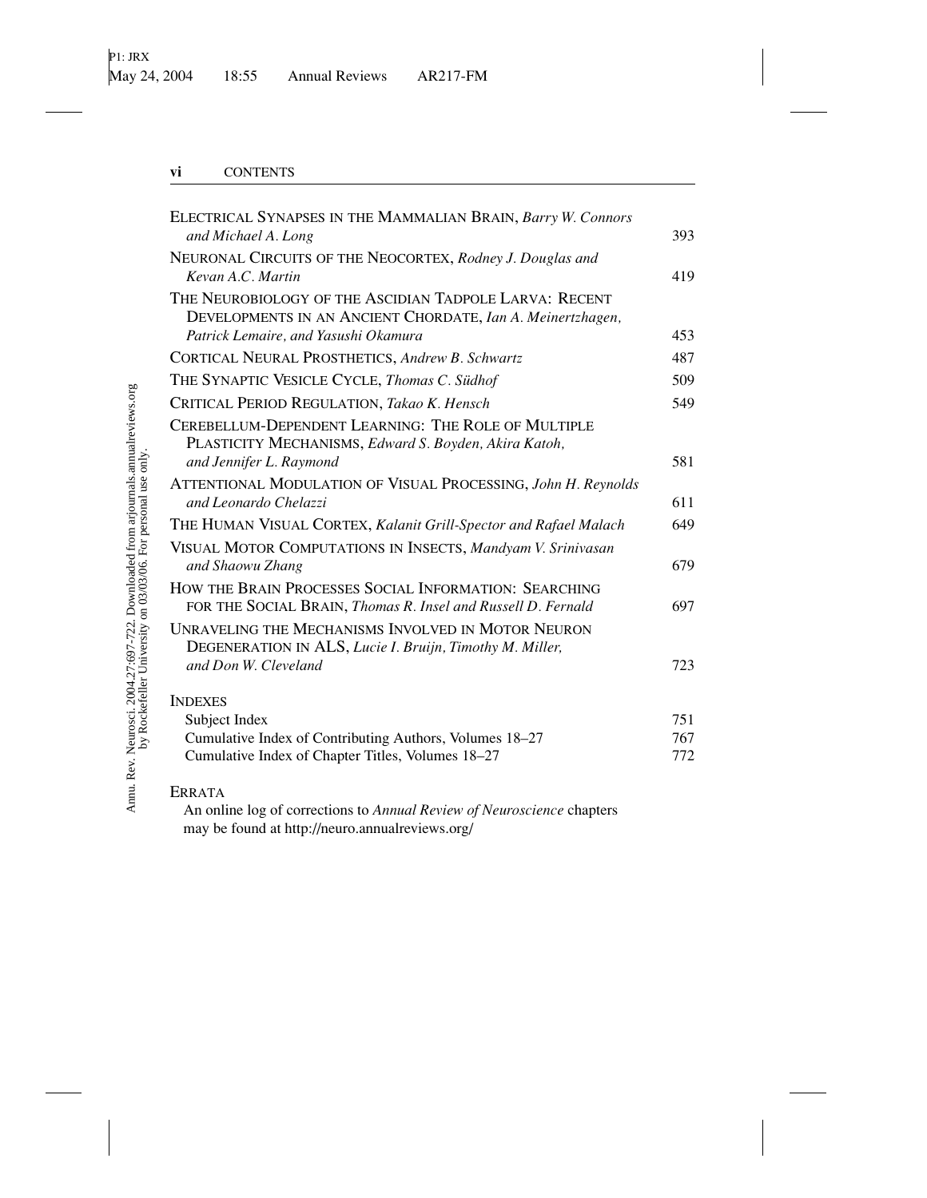ELECTRICAL SYNAPSES IN THE MAMMALIAN BRAIN, *Barry W. Connors and Michael A. Long* 393

NEURONAL CIRCUITS OF THE NEOCORTEX, *Rodney J. Douglas and Kevan A.C. Martin* 419

THE NEUROBIOLOGY OF THE ASCIDIAN TADPOLE LARVA: RECENT DEVELOPMENTS IN AN ANCIENT CHORDATE, *Ian A. Meinertzhagen, Patrick Lemaire, and Yasushi Okamura* 453

CORTICAL NEURAL PROSTHETICS, *Andrew B. Schwartz* 487

THE SYNAPTIC VESICLE CYCLE, *Thomas C. Südhof* 509

CRITICAL PERIOD REGULATION, *Takao K. Hensch* 549

CEREBELLUM-DEPENDENT LEARNING: THE ROLE OF MULTIPLE PLASTICITY MECHANISMS, *Edward S. Boyden, Akira Katoh, and Jennifer L. Raymond* 581

ATTENTIONAL MODULATION OF VISUAL PROCESSING, *John H. Reynolds and Leonardo Chelazzi* 611

THE HUMAN VISUAL CORTEX, *Kalanit Grill-Spector and Rafael Malach* 649

VISUAL MOTOR COMPUTATIONS IN INSECTS, *Mandyam V. Srinivasan and Shaowu Zhang* 679

HOW THE BRAIN PROCESSES SOCIAL INFORMATION: SEARCHING FOR THE SOCIAL BRAIN, *Thomas R. Insel and Russell D. Fernald* 697

UNRAVELING THE MECHANISMS INVOLVED IN MOTOR NEURON DEGENERATION IN ALS, *Lucie I. Bruijn, Timothy M. Miller, and Don W. Cleveland* 723

INDEXES

Subject Index 751

Cumulative Index of Contributing Authors, Volumes 18–27 767

Cumulative Index of Chapter Titles, Volumes 18–27 772

ERRATA

An online log of corrections to *Annual Review of Neuroscience* chapters may be found at http://neuro.annualreviews.org/